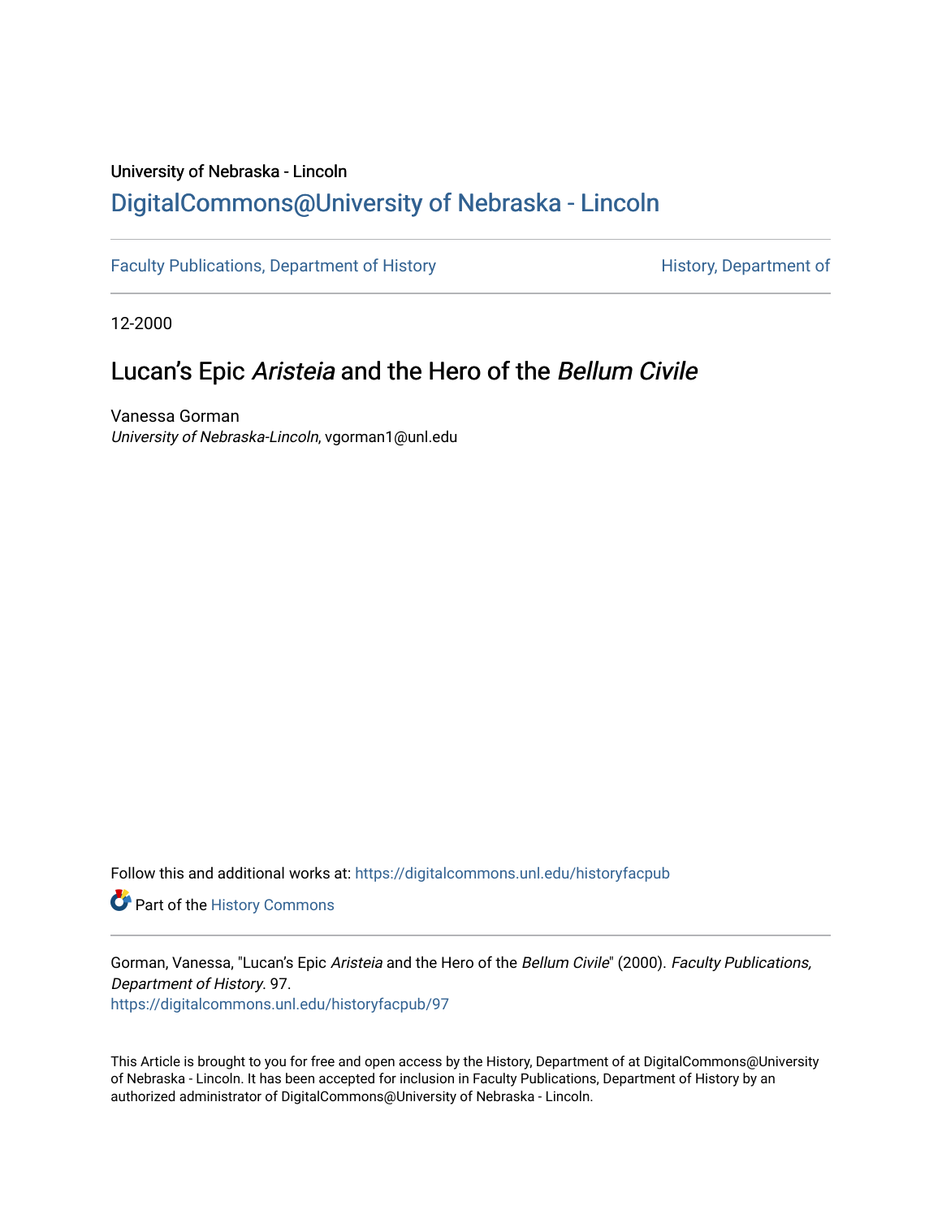University of Nebraska - Lincoln

# DigitalCommons@University of Nebraska - Lincoln

Faculty Publications, Department of History

History, Department of

12-2000

## Lucan's Epic *Aristeia* and the Hero of the *Bellum Civile*

Vanessa Gorman
*University of Nebraska-Lincoln*, vgorman1@unl.edu

Follow this and additional works at: https://digitalcommons.unl.edu/historyfacpub

Part of the History Commons

Gorman, Vanessa, "Lucan's Epic *Aristeia* and the Hero of the *Bellum Civile*" (2000). *Faculty Publications, Department of History*. 97.
https://digitalcommons.unl.edu/historyfacpub/97

This Article is brought to you for free and open access by the History, Department of at DigitalCommons@University of Nebraska - Lincoln. It has been accepted for inclusion in Faculty Publications, Department of History by an authorized administrator of DigitalCommons@University of Nebraska - Lincoln.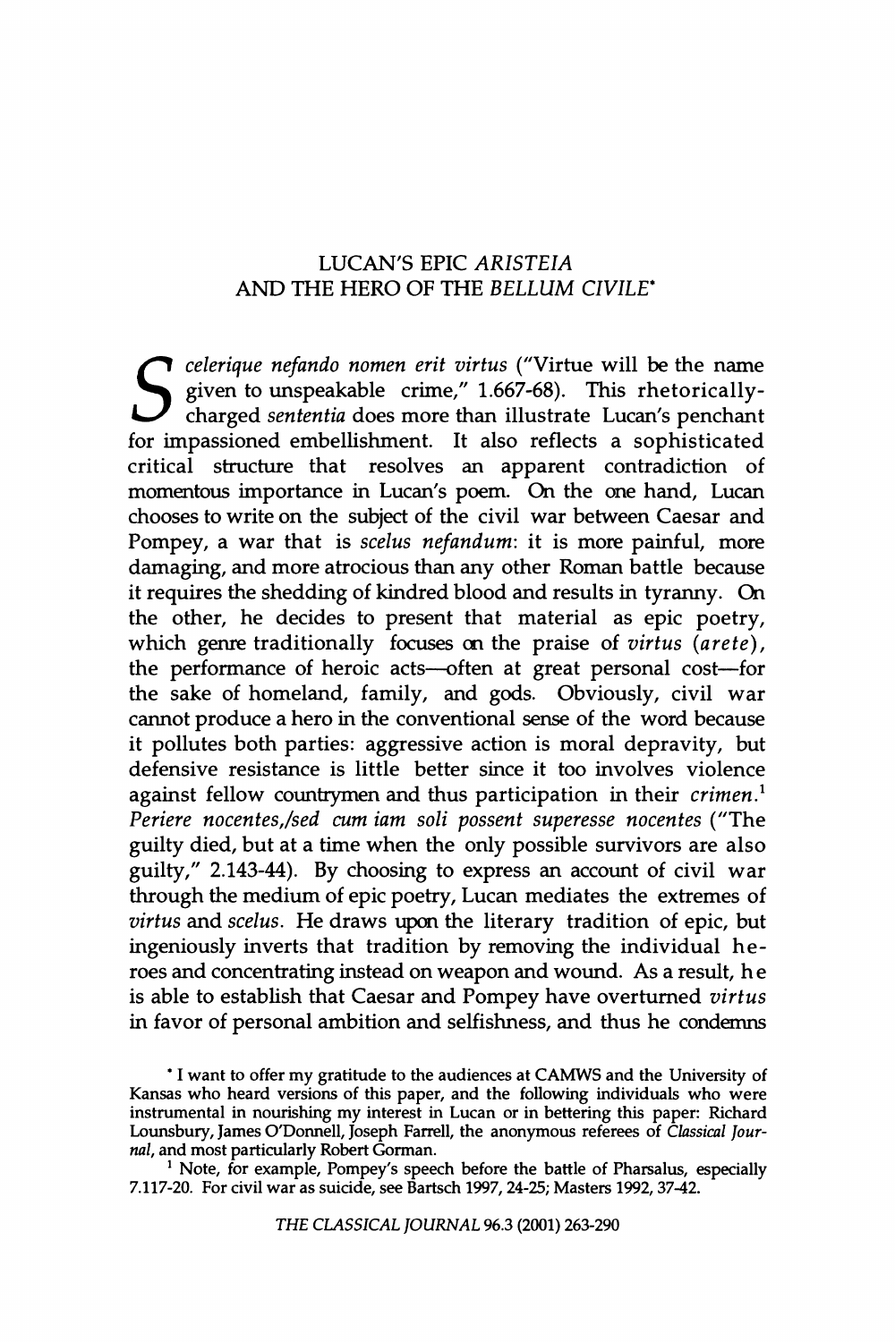# LUCAN'S EPIC *ARISTEIA* AND THE HERO OF THE *BELLUM CIVILE*[*]

*Scelerique nefando nomen erit virtus* ("Virtue will be the name given to unspeakable crime," 1.667-68). This rhetorically-charged *sententia* does more than illustrate Lucan's penchant for impassioned embellishment. It also reflects a sophisticated critical structure that resolves an apparent contradiction of momentous importance in Lucan's poem. On the one hand, Lucan chooses to write on the subject of the civil war between Caesar and Pompey, a war that is *scelus nefandum*: it is more painful, more damaging, and more atrocious than any other Roman battle because it requires the shedding of kindred blood and results in tyranny. On the other, he decides to present that material as epic poetry, which genre traditionally focuses on the praise of *virtus* (*arete*), the performance of heroic acts—often at great personal cost—for the sake of homeland, family, and gods. Obviously, civil war cannot produce a hero in the conventional sense of the word because it pollutes both parties: aggressive action is moral depravity, but defensive resistance is little better since it too involves violence against fellow countrymen and thus participation in their *crimen*.[1] *Periere nocentes,/sed cum iam soli possent superesse nocentes* ("The guilty died, but at a time when the only possible survivors are also guilty," 2.143-44). By choosing to express an account of civil war through the medium of epic poetry, Lucan mediates the extremes of *virtus* and *scelus*. He draws upon the literary tradition of epic, but ingeniously inverts that tradition by removing the individual heroes and concentrating instead on weapon and wound. As a result, he is able to establish that Caesar and Pompey have overturned *virtus* in favor of personal ambition and selfishness, and thus he condemns

[*] I want to offer my gratitude to the audiences at CAMWS and the University of Kansas who heard versions of this paper, and the following individuals who were instrumental in nourishing my interest in Lucan or in bettering this paper: Richard Lounsbury, James O'Donnell, Joseph Farrell, the anonymous referees of *Classical Journal*, and most particularly Robert Gorman.

[1] Note, for example, Pompey's speech before the battle of Pharsalus, especially 7.117-20. For civil war as suicide, see Bartsch 1997, 24-25; Masters 1992, 37-42.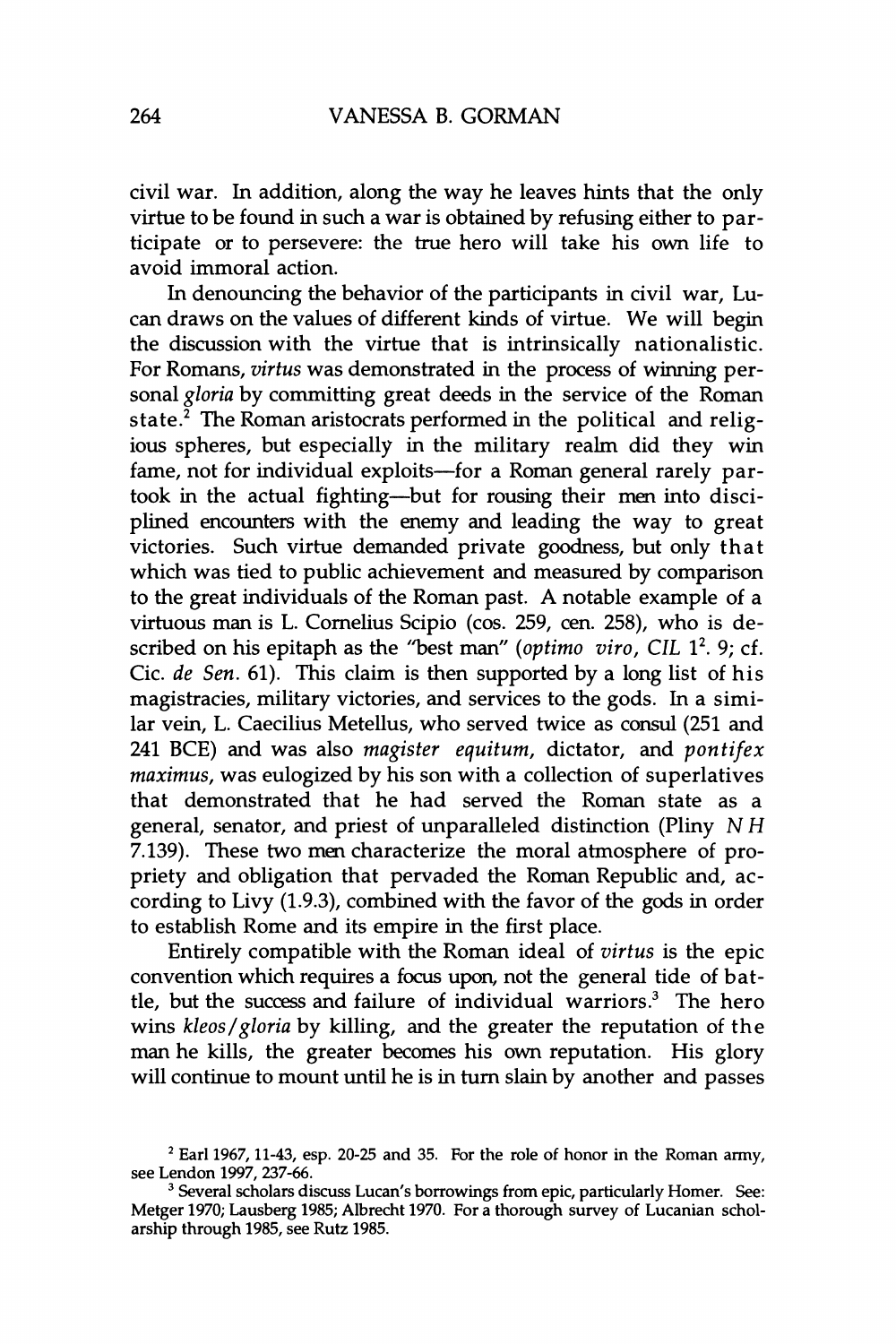civil war. In addition, along the way he leaves hints that the only virtue to be found in such a war is obtained by refusing either to participate or to persevere: the true hero will take his own life to avoid immoral action.

In denouncing the behavior of the participants in civil war, Lucan draws on the values of different kinds of virtue. We will begin the discussion with the virtue that is intrinsically nationalistic. For Romans, *virtus* was demonstrated in the process of winning personal *gloria* by committing great deeds in the service of the Roman state.[2] The Roman aristocrats performed in the political and religious spheres, but especially in the military realm did they win fame, not for individual exploits—for a Roman general rarely partook in the actual fighting—but for rousing their men into disciplined encounters with the enemy and leading the way to great victories. Such virtue demanded private goodness, but only that which was tied to public achievement and measured by comparison to the great individuals of the Roman past. A notable example of a virtuous man is L. Cornelius Scipio (cos. 259, cen. 258), who is described on his epitaph as the "best man" (*optimo viro*, *CIL* $1^2$. 9; cf. Cic. *de Sen.* 61). This claim is then supported by a long list of his magistracies, military victories, and services to the gods. In a similar vein, L. Caecilius Metellus, who served twice as consul (251 and 241 BCE) and was also *magister equitum*, dictator, and *pontifex maximus*, was eulogized by his son with a collection of superlatives that demonstrated that he had served the Roman state as a general, senator, and priest of unparalleled distinction (Pliny *NH* 7.139). These two men characterize the moral atmosphere of propriety and obligation that pervaded the Roman Republic and, according to Livy (1.9.3), combined with the favor of the gods in order to establish Rome and its empire in the first place.

Entirely compatible with the Roman ideal of *virtus* is the epic convention which requires a focus upon, not the general tide of battle, but the success and failure of individual warriors.[3] The hero wins *kleos*/*gloria* by killing, and the greater the reputation of the man he kills, the greater becomes his own reputation. His glory will continue to mount until he is in turn slain by another and passes

[2] Earl 1967, 11-43, esp. 20-25 and 35. For the role of honor in the Roman army, see Lendon 1997, 237-66.

[3] Several scholars discuss Lucan's borrowings from epic, particularly Homer. See: Metger 1970; Lausberg 1985; Albrecht 1970. For a thorough survey of Lucanian scholarship through 1985, see Rutz 1985.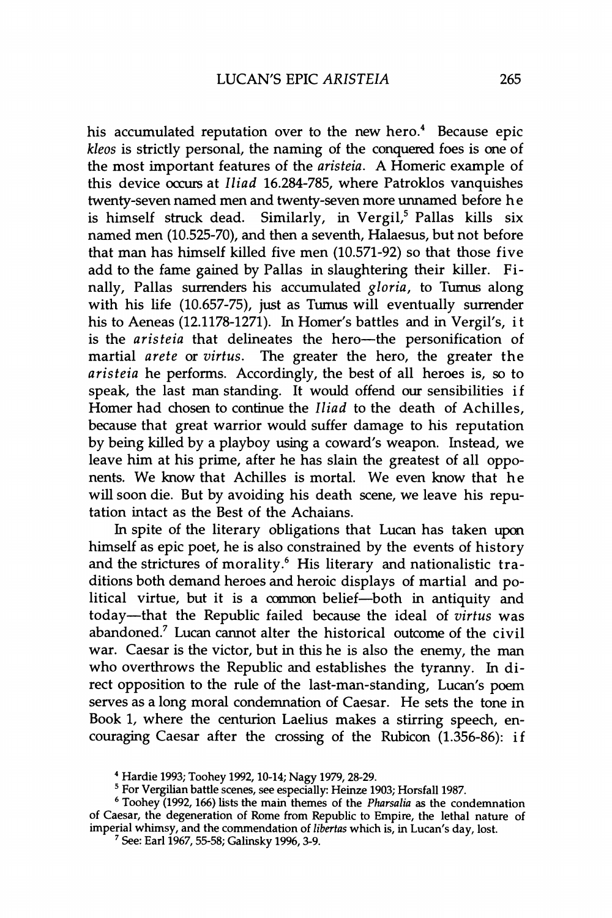his accumulated reputation over to the new hero.[4] Because epic *kleos* is strictly personal, the naming of the conquered foes is one of the most important features of the *aristeia*. A Homeric example of this device occurs at *Iliad* 16.284-785, where Patroklos vanquishes twenty-seven named men and twenty-seven more unnamed before he is himself struck dead. Similarly, in Vergil,[5] Pallas kills six named men (10.525-70), and then a seventh, Halaesus, but not before that man has himself killed five men (10.571-92) so that those five add to the fame gained by Pallas in slaughtering their killer. Finally, Pallas surrenders his accumulated *gloria*, to Turnus along with his life (10.657-75), just as Turnus will eventually surrender his to Aeneas (12.1178-1271). In Homer's battles and in Vergil's, it is the *aristeia* that delineates the hero—the personification of martial *arete* or *virtus*. The greater the hero, the greater the *aristeia* he performs. Accordingly, the best of all heroes is, so to speak, the last man standing. It would offend our sensibilities if Homer had chosen to continue the *Iliad* to the death of Achilles, because that great warrior would suffer damage to his reputation by being killed by a playboy using a coward's weapon. Instead, we leave him at his prime, after he has slain the greatest of all opponents. We know that Achilles is mortal. We even know that he will soon die. But by avoiding his death scene, we leave his reputation intact as the Best of the Achaians.

In spite of the literary obligations that Lucan has taken upon himself as epic poet, he is also constrained by the events of history and the strictures of morality.[6] His literary and nationalistic traditions both demand heroes and heroic displays of martial and political virtue, but it is a common belief—both in antiquity and today—that the Republic failed because the ideal of *virtus* was abandoned.[7] Lucan cannot alter the historical outcome of the civil war. Caesar is the victor, but in this he is also the enemy, the man who overthrows the Republic and establishes the tyranny. In direct opposition to the rule of the last-man-standing, Lucan's poem serves as a long moral condemnation of Caesar. He sets the tone in Book 1, where the centurion Laelius makes a stirring speech, encouraging Caesar after the crossing of the Rubicon (1.356-86): if

[4] Hardie 1993; Toohey 1992, 10-14; Nagy 1979, 28-29.

[5] For Vergilian battle scenes, see especially: Heinze 1903; Horsfall 1987.

[6] Toohey (1992, 166) lists the main themes of the *Pharsalia* as the condemnation of Caesar, the degeneration of Rome from Republic to Empire, the lethal nature of imperial whimsy, and the commendation of *libertas* which is, in Lucan's day, lost.

[7] See: Earl 1967, 55-58; Galinsky 1996, 3-9.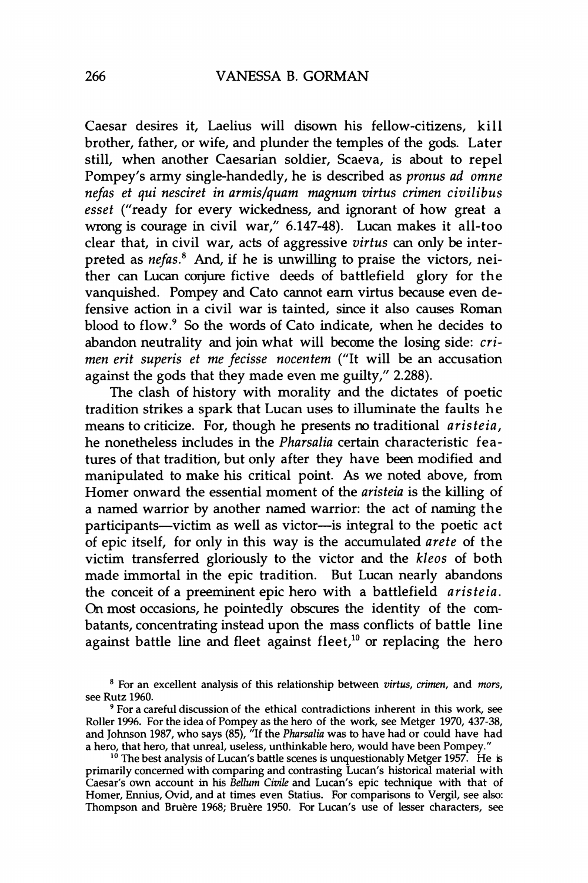Caesar desires it, Laelius will disown his fellow-citizens, kill brother, father, or wife, and plunder the temples of the gods. Later still, when another Caesarian soldier, Scaeva, is about to repel Pompey's army single-handedly, he is described as *pronus ad omne nefas et qui nesciret in armis/quam magnum virtus crimen civilibus esset* ("ready for every wickedness, and ignorant of how great a wrong is courage in civil war," 6.147-48). Lucan makes it all-too clear that, in civil war, acts of aggressive *virtus* can only be interpreted as *nefas*.[8] And, if he is unwilling to praise the victors, neither can Lucan conjure fictive deeds of battlefield glory for the vanquished. Pompey and Cato cannot earn virtus because even defensive action in a civil war is tainted, since it also causes Roman blood to flow.[9] So the words of Cato indicate, when he decides to abandon neutrality and join what will become the losing side: *crimen erit superis et me fecisse nocentem* ("It will be an accusation against the gods that they made even me guilty," 2.288).

The clash of history with morality and the dictates of poetic tradition strikes a spark that Lucan uses to illuminate the faults he means to criticize. For, though he presents no traditional *aristeia*, he nonetheless includes in the *Pharsalia* certain characteristic features of that tradition, but only after they have been modified and manipulated to make his critical point. As we noted above, from Homer onward the essential moment of the *aristeia* is the killing of a named warrior by another named warrior: the act of naming the participants—victim as well as victor—is integral to the poetic act of epic itself, for only in this way is the accumulated *arete* of the victim transferred gloriously to the victor and the *kleos* of both made immortal in the epic tradition. But Lucan nearly abandons the conceit of a preeminent epic hero with a battlefield *aristeia*. On most occasions, he pointedly obscures the identity of the combatants, concentrating instead upon the mass conflicts of battle line against battle line and fleet against fleet,[10] or replacing the hero

[8] For an excellent analysis of this relationship between *virtus*, *crimen*, and *mors*, see Rutz 1960.

[9] For a careful discussion of the ethical contradictions inherent in this work, see Roller 1996. For the idea of Pompey as the hero of the work, see Metger 1970, 437-38, and Johnson 1987, who says (85), "If the *Pharsalia* was to have had or could have had a hero, that hero, that unreal, useless, unthinkable hero, would have been Pompey."

[10] The best analysis of Lucan's battle scenes is unquestionably Metger 1957. He is primarily concerned with comparing and contrasting Lucan's historical material with Caesar's own account in his *Bellum Civile* and Lucan's epic technique with that of Homer, Ennius, Ovid, and at times even Statius. For comparisons to Vergil, see also: Thompson and Bruère 1968; Bruère 1950. For Lucan's use of lesser characters, see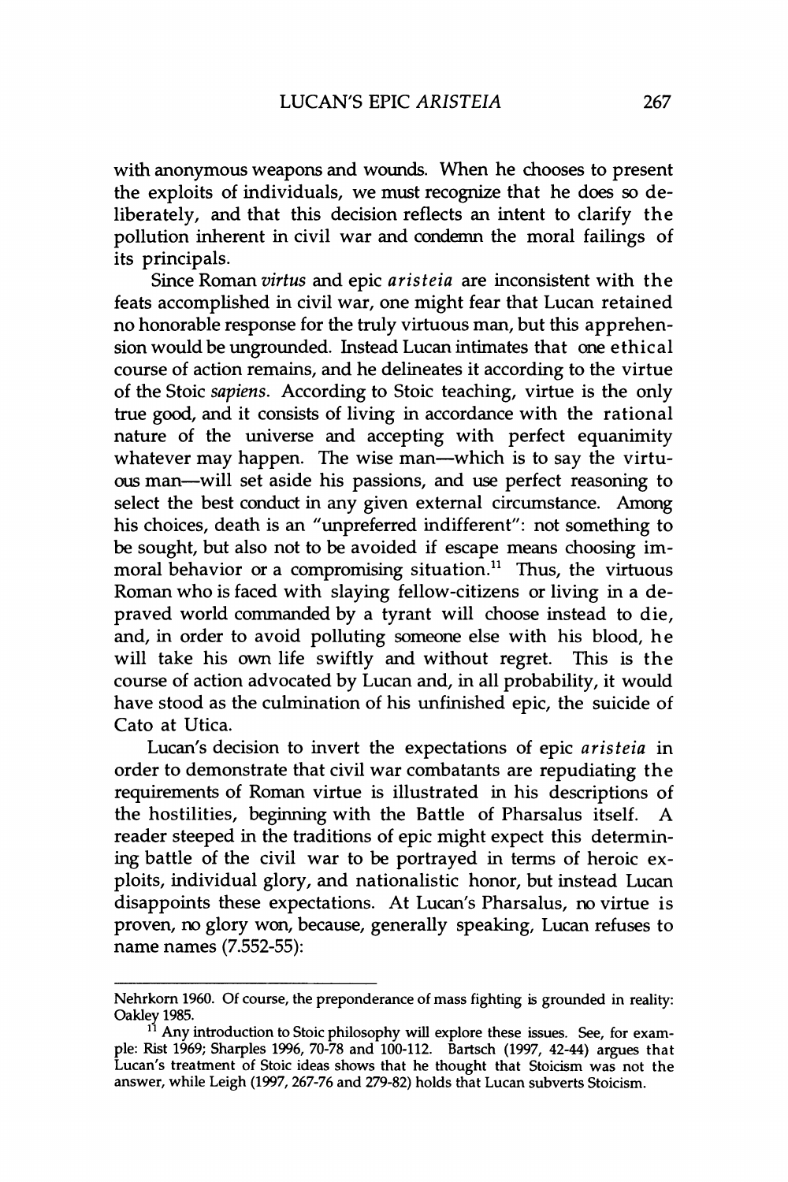with anonymous weapons and wounds. When he chooses to present the exploits of individuals, we must recognize that he does so deliberately, and that this decision reflects an intent to clarify the pollution inherent in civil war and condemn the moral failings of its principals.

Since Roman *virtus* and epic *aristeia* are inconsistent with the feats accomplished in civil war, one might fear that Lucan retained no honorable response for the truly virtuous man, but this apprehension would be ungrounded. Instead Lucan intimates that one ethical course of action remains, and he delineates it according to the virtue of the Stoic *sapiens*. According to Stoic teaching, virtue is the only true good, and it consists of living in accordance with the rational nature of the universe and accepting with perfect equanimity whatever may happen. The wise man—which is to say the virtuous man—will set aside his passions, and use perfect reasoning to select the best conduct in any given external circumstance. Among his choices, death is an "unpreferred indifferent": not something to be sought, but also not to be avoided if escape means choosing immoral behavior or a compromising situation.[11] Thus, the virtuous Roman who is faced with slaying fellow-citizens or living in a depraved world commanded by a tyrant will choose instead to die, and, in order to avoid polluting someone else with his blood, he will take his own life swiftly and without regret. This is the course of action advocated by Lucan and, in all probability, it would have stood as the culmination of his unfinished epic, the suicide of Cato at Utica.

Lucan's decision to invert the expectations of epic *aristeia* in order to demonstrate that civil war combatants are repudiating the requirements of Roman virtue is illustrated in his descriptions of the hostilities, beginning with the Battle of Pharsalus itself. A reader steeped in the traditions of epic might expect this determining battle of the civil war to be portrayed in terms of heroic exploits, individual glory, and nationalistic honor, but instead Lucan disappoints these expectations. At Lucan's Pharsalus, no virtue is proven, no glory won, because, generally speaking, Lucan refuses to name names (7.552-55):

---

Nehrkorn 1960. Of course, the preponderance of mass fighting is grounded in reality: Oakley 1985.

[11] Any introduction to Stoic philosophy will explore these issues. See, for example: Rist 1969; Sharples 1996, 70-78 and 100-112. Bartsch (1997, 42-44) argues that Lucan's treatment of Stoic ideas shows that he thought that Stoicism was not the answer, while Leigh (1997, 267-76 and 279-82) holds that Lucan subverts Stoicism.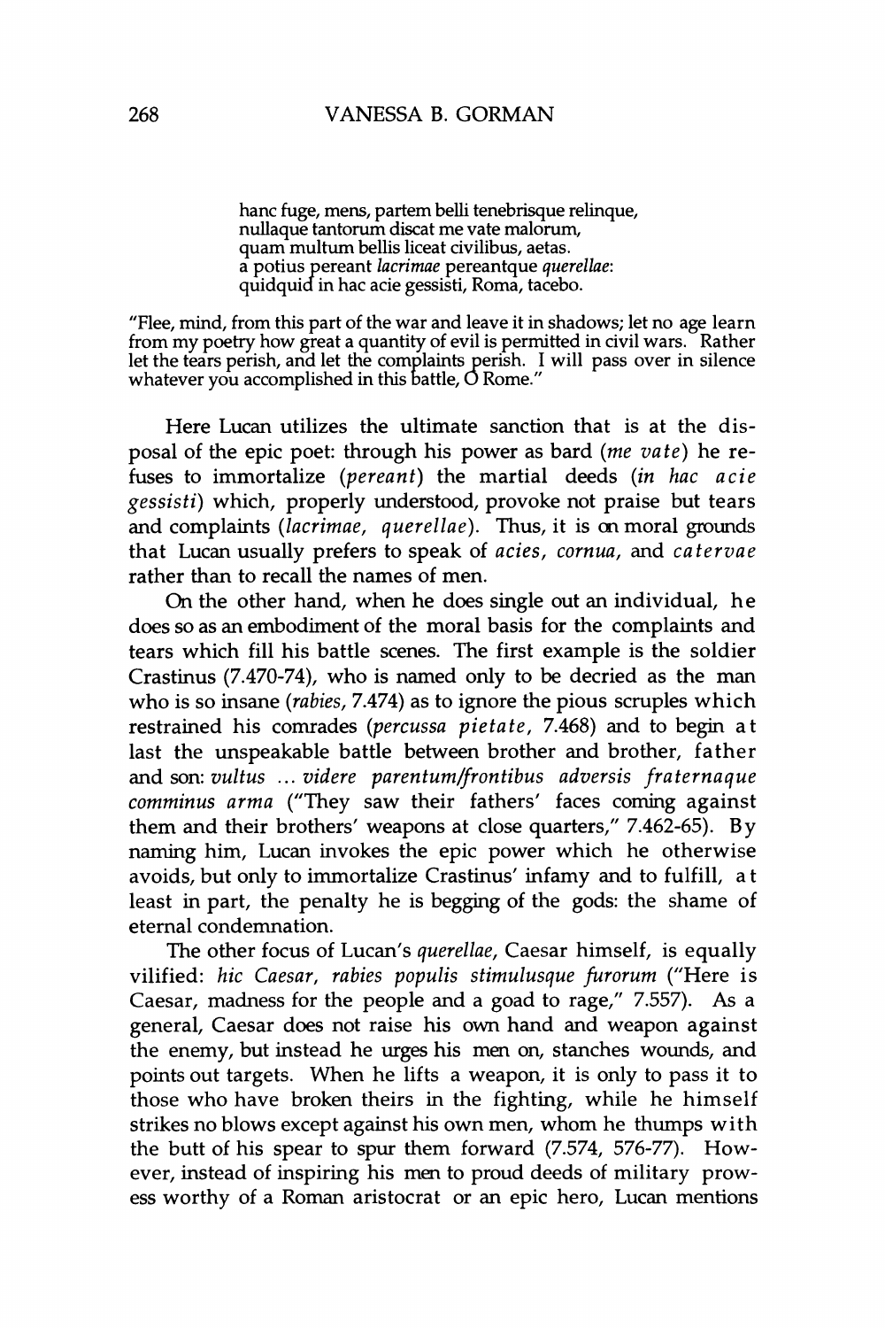> hanc fuge, mens, partem belli tenebrisque relinque,
> nullaque tantorum discat me vate malorum,
> quam multum bellis liceat civilibus, aetas.
> a potius pereant *lacrimae* pereantque *querellae*:
> quidquid in hac acie gessisti, Roma, tacebo.

"Flee, mind, from this part of the war and leave it in shadows; let no age learn from my poetry how great a quantity of evil is permitted in civil wars. Rather let the tears perish, and let the complaints perish. I will pass over in silence whatever you accomplished in this battle, O Rome."

Here Lucan utilizes the ultimate sanction that is at the disposal of the epic poet: through his power as bard (*me vate*) he refuses to immortalize (*pereant*) the martial deeds (*in hac acie gessisti*) which, properly understood, provoke not praise but tears and complaints (*lacrimae, querellae*). Thus, it is on moral grounds that Lucan usually prefers to speak of *acies, cornua,* and *catervae* rather than to recall the names of men.

On the other hand, when he does single out an individual, he does so as an embodiment of the moral basis for the complaints and tears which fill his battle scenes. The first example is the soldier Crastinus (7.470-74), who is named only to be decried as the man who is so insane (*rabies*, 7.474) as to ignore the pious scruples which restrained his comrades (*percussa pietate*, 7.468) and to begin at last the unspeakable battle between brother and brother, father and son: *vultus ... videre parentum/frontibus adversis fraternaque comminus arma* ("They saw their fathers' faces coming against them and their brothers' weapons at close quarters," 7.462-65). By naming him, Lucan invokes the epic power which he otherwise avoids, but only to immortalize Crastinus' infamy and to fulfill, at least in part, the penalty he is begging of the gods: the shame of eternal condemnation.

The other focus of Lucan's *querellae*, Caesar himself, is equally vilified: *hic Caesar, rabies populis stimulusque furorum* ("Here is Caesar, madness for the people and a goad to rage," 7.557). As a general, Caesar does not raise his own hand and weapon against the enemy, but instead he urges his men on, stanches wounds, and points out targets. When he lifts a weapon, it is only to pass it to those who have broken theirs in the fighting, while he himself strikes no blows except against his own men, whom he thumps with the butt of his spear to spur them forward (7.574, 576-77). However, instead of inspiring his men to proud deeds of military prowess worthy of a Roman aristocrat or an epic hero, Lucan mentions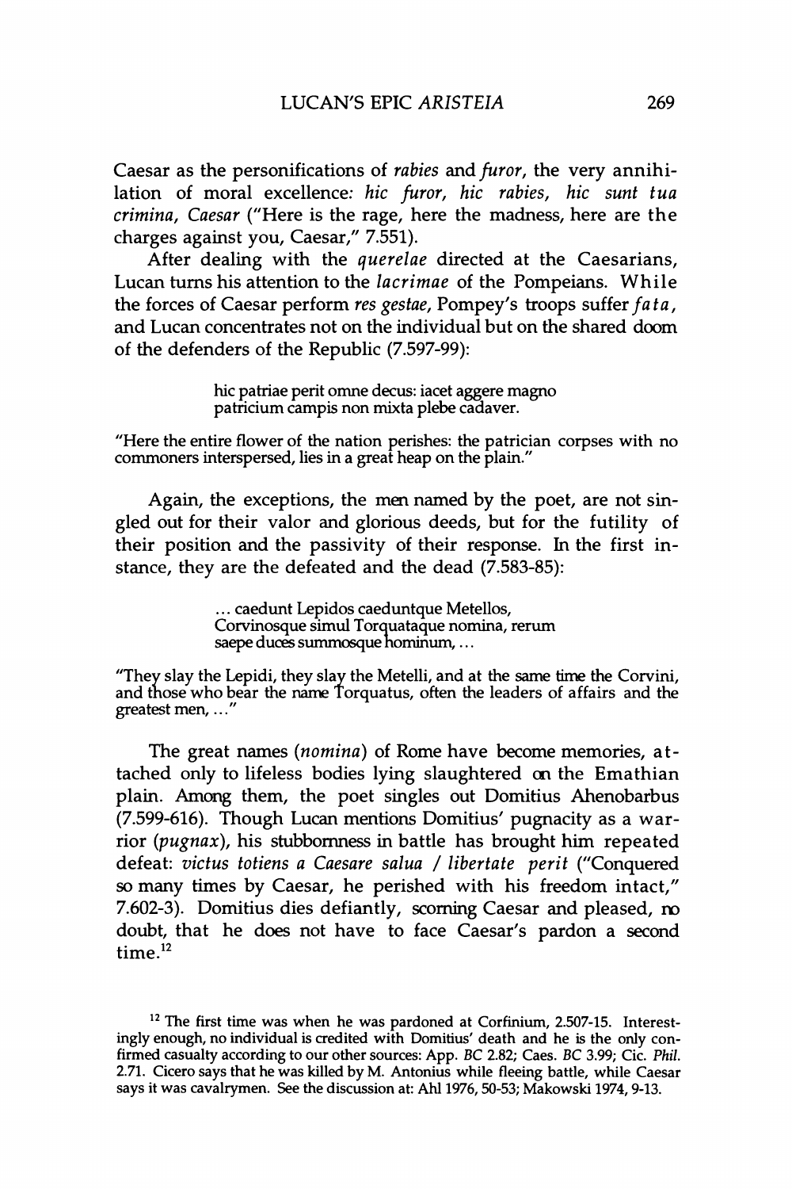Caesar as the personifications of *rabies* and *furor*, the very annihilation of moral excellence: *hic furor, hic rabies, hic sunt tua crimina, Caesar* ("Here is the rage, here the madness, here are the charges against you, Caesar," 7.551).

After dealing with the *querelae* directed at the Caesarians, Lucan turns his attention to the *lacrimae* of the Pompeians. While the forces of Caesar perform *res gestae*, Pompey's troops suffer *fata*, and Lucan concentrates not on the individual but on the shared doom of the defenders of the Republic (7.597-99):

> hic patriae perit omne decus: iacet aggere magno
> patricium campis non mixta plebe cadaver.

"Here the entire flower of the nation perishes: the patrician corpses with no commoners interspersed, lies in a great heap on the plain."

Again, the exceptions, the men named by the poet, are not singled out for their valor and glorious deeds, but for the futility of their position and the passivity of their response. In the first instance, they are the defeated and the dead (7.583-85):

> ... caedunt Lepidos caeduntque Metellos,
> Corvinosque simul Torquataque nomina, rerum
> saepe duces summosque hominum, ...

"They slay the Lepidi, they slay the Metelli, and at the same time the Corvini, and those who bear the name Torquatus, often the leaders of affairs and the greatest men, ..."

The great names (*nomina*) of Rome have become memories, attached only to lifeless bodies lying slaughtered on the Emathian plain. Among them, the poet singles out Domitius Ahenobarbus (7.599-616). Though Lucan mentions Domitius' pugnacity as a warrior (*pugnax*), his stubbornness in battle has brought him repeated defeat: *victus totiens a Caesare salua / libertate perit* ("Conquered so many times by Caesar, he perished with his freedom intact," 7.602-3). Domitius dies defiantly, scorning Caesar and pleased, no doubt, that he does not have to face Caesar's pardon a second time.[12]

[12] The first time was when he was pardoned at Corfinium, 2.507-15. Interestingly enough, no individual is credited with Domitius' death and he is the only confirmed casualty according to our other sources: App. *BC* 2.82; Caes. *BC* 3.99; Cic. *Phil.* 2.71. Cicero says that he was killed by M. Antonius while fleeing battle, while Caesar says it was cavalrymen. See the discussion at: Ahl 1976, 50-53; Makowski 1974, 9-13.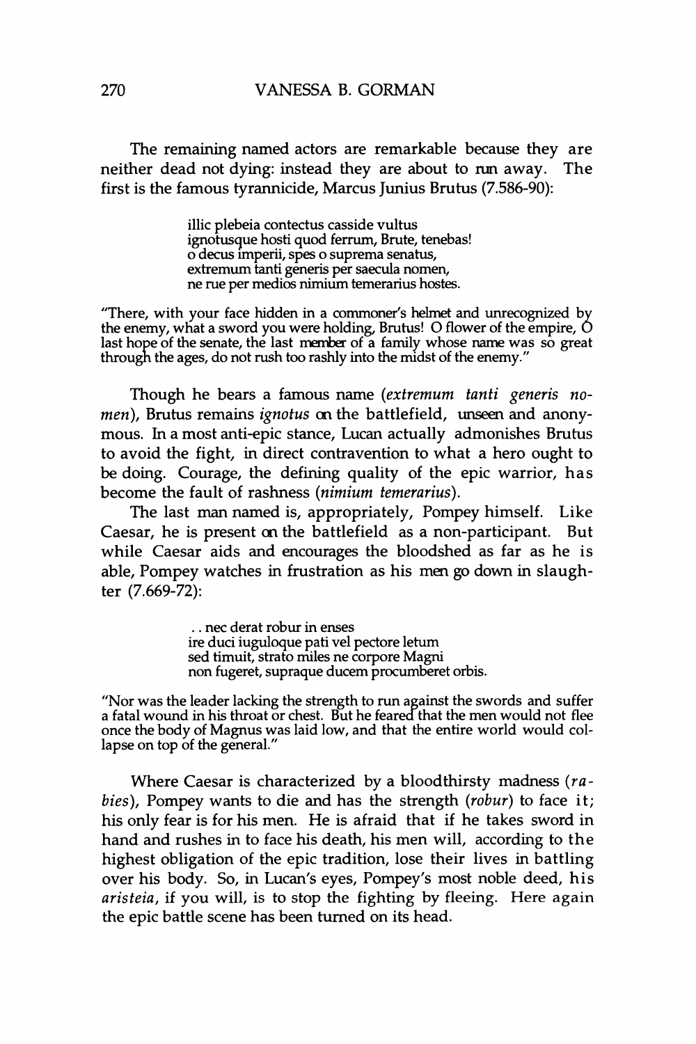The remaining named actors are remarkable because they are neither dead not dying: instead they are about to run away. The first is the famous tyrannicide, Marcus Junius Brutus (7.586-90):

> illic plebeia contectus casside vultus
> ignotusque hosti quod ferrum, Brute, tenebas!
> o decus imperii, spes o suprema senatus,
> extremum tanti generis per saecula nomen,
> ne rue per medios nimium temerarius hostes.

"There, with your face hidden in a commoner's helmet and unrecognized by the enemy, what a sword you were holding, Brutus! O flower of the empire, O last hope of the senate, the last member of a family whose name was so great through the ages, do not rush too rashly into the midst of the enemy."

Though he bears a famous name (*extremum tanti generis nomen*), Brutus remains *ignotus* on the battlefield, unseen and anonymous. In a most anti-epic stance, Lucan actually admonishes Brutus to avoid the fight, in direct contravention to what a hero ought to be doing. Courage, the defining quality of the epic warrior, has become the fault of rashness (*nimium temerarius*).

The last man named is, appropriately, Pompey himself. Like Caesar, he is present on the battlefield as a non-participant. But while Caesar aids and encourages the bloodshed as far as he is able, Pompey watches in frustration as his men go down in slaughter (7.669-72):

> . . nec derat robur in enses
> ire duci iuguloque pati vel pectore letum
> sed timuit, strato miles ne corpore Magni
> non fugeret, supraque ducem procumberet orbis.

"Nor was the leader lacking the strength to run against the swords and suffer a fatal wound in his throat or chest. But he feared that the men would not flee once the body of Magnus was laid low, and that the entire world would collapse on top of the general."

Where Caesar is characterized by a bloodthirsty madness (*rabies*), Pompey wants to die and has the strength (*robur*) to face it; his only fear is for his men. He is afraid that if he takes sword in hand and rushes in to face his death, his men will, according to the highest obligation of the epic tradition, lose their lives in battling over his body. So, in Lucan's eyes, Pompey's most noble deed, his *aristeia*, if you will, is to stop the fighting by fleeing. Here again the epic battle scene has been turned on its head.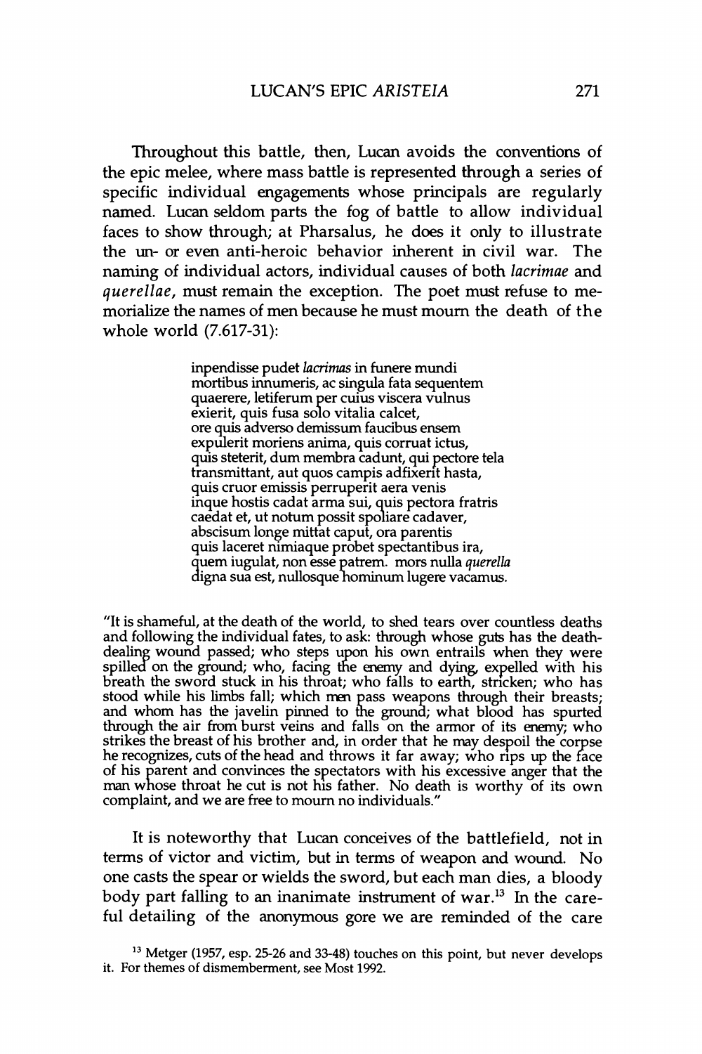Throughout this battle, then, Lucan avoids the conventions of the epic melee, where mass battle is represented through a series of specific individual engagements whose principals are regularly named. Lucan seldom parts the fog of battle to allow individual faces to show through; at Pharsalus, he does it only to illustrate the un- or even anti-heroic behavior inherent in civil war. The naming of individual actors, individual causes of both *lacrimae* and *querellae*, must remain the exception. The poet must refuse to memorialize the names of men because he must mourn the death of the whole world (7.617-31):

> inpendisse pudet *lacrimas* in funere mundi
> mortibus innumeris, ac singula fata sequentem
> quaerere, letiferum per cuius viscera vulnus
> exierit, quis fusa solo vitalia calcet,
> ore quis adverso demissum faucibus ensem
> expulerit moriens anima, quis corruat ictus,
> quis steterit, dum membra cadunt, qui pectore tela
> transmittant, aut quos campis adfixerit hasta,
> quis cruor emissis perruperit aera venis
> inque hostis cadat arma sui, quis pectora fratris
> caedat et, ut notum possit spoliare cadaver,
> abscisum longe mittat caput, ora parentis
> quis laceret nimiaque probet spectantibus ira,
> quem iugulat, non esse patrem. mors nulla *querella*
> digna sua est, nullosque hominum lugere vacamus.

"It is shameful, at the death of the world, to shed tears over countless deaths and following the individual fates, to ask: through whose guts has the death-dealing wound passed; who steps upon his own entrails when they were spilled on the ground; who, facing the enemy and dying, expelled with his breath the sword stuck in his throat; who falls to earth, stricken; who has stood while his limbs fall; which men pass weapons through their breasts; and whom has the javelin pinned to the ground; what blood has spurted through the air from burst veins and falls on the armor of its enemy; who strikes the breast of his brother and, in order that he may despoil the corpse he recognizes, cuts of the head and throws it far away; who rips up the face of his parent and convinces the spectators with his excessive anger that the man whose throat he cut is not his father. No death is worthy of its own complaint, and we are free to mourn no individuals."

It is noteworthy that Lucan conceives of the battlefield, not in terms of victor and victim, but in terms of weapon and wound. No one casts the spear or wields the sword, but each man dies, a bloody body part falling to an inanimate instrument of war.[13] In the careful detailing of the anonymous gore we are reminded of the care

[13] Metger (1957, esp. 25-26 and 33-48) touches on this point, but never develops it. For themes of dismemberment, see Most 1992.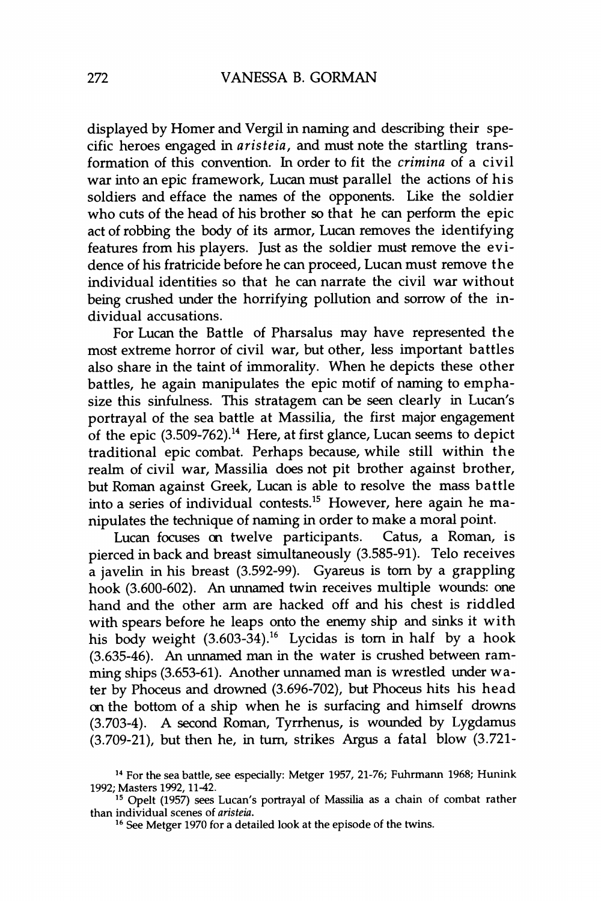displayed by Homer and Vergil in naming and describing their specific heroes engaged in *aristeia*, and must note the startling transformation of this convention. In order to fit the *crimina* of a civil war into an epic framework, Lucan must parallel the actions of his soldiers and efface the names of the opponents. Like the soldier who cuts of the head of his brother so that he can perform the epic act of robbing the body of its armor, Lucan removes the identifying features from his players. Just as the soldier must remove the evidence of his fratricide before he can proceed, Lucan must remove the individual identities so that he can narrate the civil war without being crushed under the horrifying pollution and sorrow of the individual accusations.

For Lucan the Battle of Pharsalus may have represented the most extreme horror of civil war, but other, less important battles also share in the taint of immorality. When he depicts these other battles, he again manipulates the epic motif of naming to emphasize this sinfulness. This stratagem can be seen clearly in Lucan's portrayal of the sea battle at Massilia, the first major engagement of the epic (3.509-762).[14] Here, at first glance, Lucan seems to depict traditional epic combat. Perhaps because, while still within the realm of civil war, Massilia does not pit brother against brother, but Roman against Greek, Lucan is able to resolve the mass battle into a series of individual contests.[15] However, here again he manipulates the technique of naming in order to make a moral point.

Lucan focuses on twelve participants. Catus, a Roman, is pierced in back and breast simultaneously (3.585-91). Telo receives a javelin in his breast (3.592-99). Gyareus is torn by a grappling hook (3.600-602). An unnamed twin receives multiple wounds: one hand and the other arm are hacked off and his chest is riddled with spears before he leaps onto the enemy ship and sinks it with his body weight (3.603-34).[16] Lycidas is torn in half by a hook (3.635-46). An unnamed man in the water is crushed between ramming ships (3.653-61). Another unnamed man is wrestled under water by Phoceus and drowned (3.696-702), but Phoceus hits his head on the bottom of a ship when he is surfacing and himself drowns (3.703-4). A second Roman, Tyrrhenus, is wounded by Lygdamus (3.709-21), but then he, in turn, strikes Argus a fatal blow (3.721-

[14] For the sea battle, see especially: Metger 1957, 21-76; Fuhrmann 1968; Hunink 1992; Masters 1992, 11-42.

[15] Opelt (1957) sees Lucan's portrayal of Massilia as a chain of combat rather than individual scenes of *aristeia*.

[16] See Metger 1970 for a detailed look at the episode of the twins.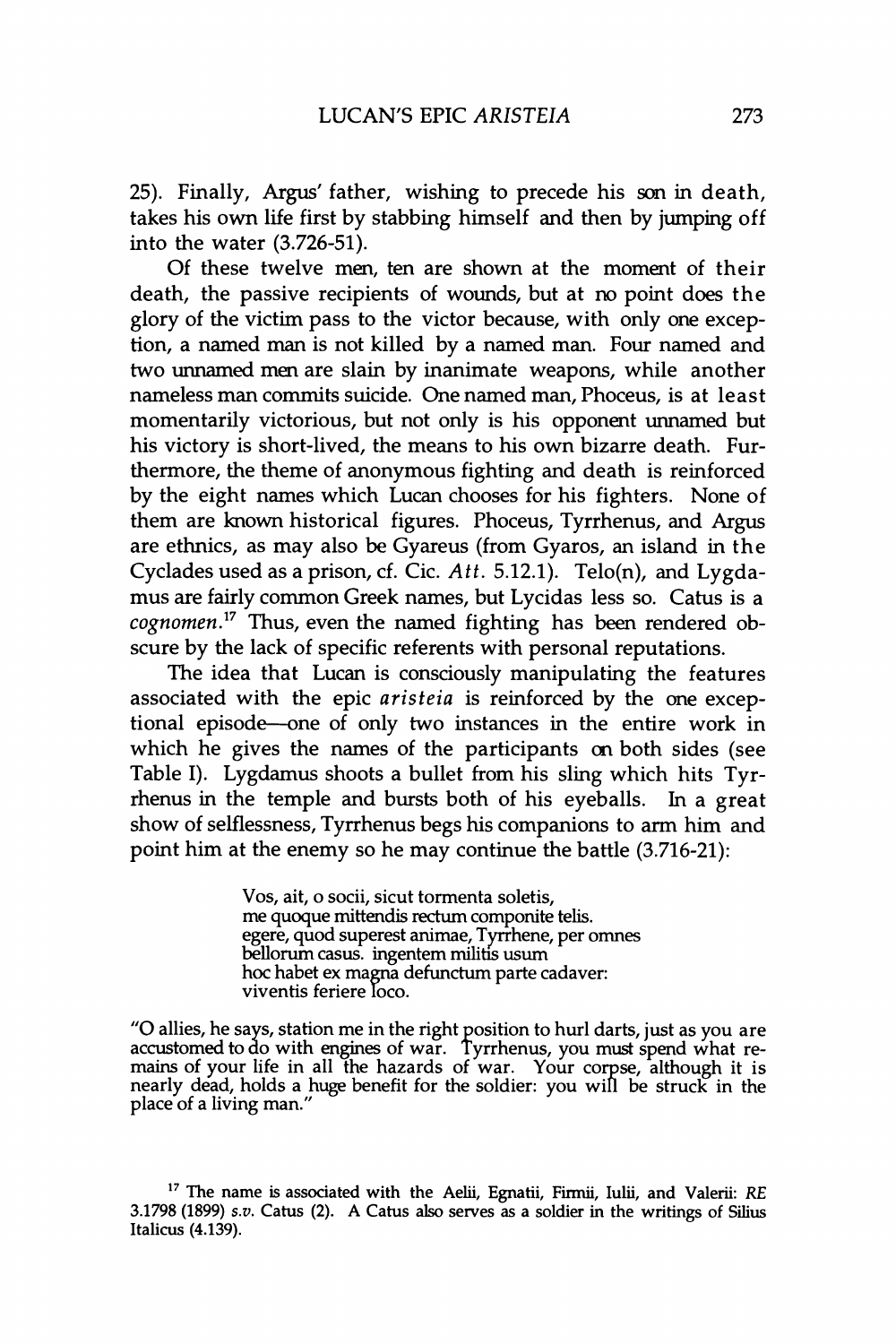25). Finally, Argus' father, wishing to precede his son in death, takes his own life first by stabbing himself and then by jumping off into the water (3.726-51).

Of these twelve men, ten are shown at the moment of their death, the passive recipients of wounds, but at no point does the glory of the victim pass to the victor because, with only one exception, a named man is not killed by a named man. Four named and two unnamed men are slain by inanimate weapons, while another nameless man commits suicide. One named man, Phoceus, is at least momentarily victorious, but not only is his opponent unnamed but his victory is short-lived, the means to his own bizarre death. Furthermore, the theme of anonymous fighting and death is reinforced by the eight names which Lucan chooses for his fighters. None of them are known historical figures. Phoceus, Tyrrhenus, and Argus are ethnics, as may also be Gyareus (from Gyaros, an island in the Cyclades used as a prison, cf. Cic. *Att.* 5.12.1). Telo(n), and Lygdamus are fairly common Greek names, but Lycidas less so. Catus is a *cognomen*.[17] Thus, even the named fighting has been rendered obscure by the lack of specific referents with personal reputations.

The idea that Lucan is consciously manipulating the features associated with the epic *aristeia* is reinforced by the one exceptional episode—one of only two instances in the entire work in which he gives the names of the participants on both sides (see Table I). Lygdamus shoots a bullet from his sling which hits Tyrrhenus in the temple and bursts both of his eyeballs. In a great show of selflessness, Tyrrhenus begs his companions to arm him and point him at the enemy so he may continue the battle (3.716-21):

> Vos, ait, o socii, sicut tormenta soletis,
> me quoque mittendis rectum componite telis.
> egere, quod superest animae, Tyrrhene, per omnes
> bellorum casus. ingentem militis usum
> hoc habet ex magna defunctum parte cadaver:
> viventis feriere loco.

"O allies, he says, station me in the right position to hurl darts, just as you are accustomed to do with engines of war. Tyrrhenus, you must spend what remains of your life in all the hazards of war. Your corpse, although it is nearly dead, holds a huge benefit for the soldier: you will be struck in the place of a living man."

[17] The name is associated with the Aelii, Egnatii, Firmii, Iulii, and Valerii: *RE* 3.1798 (1899) *s.v.* Catus (2). A Catus also serves as a soldier in the writings of Silius Italicus (4.139).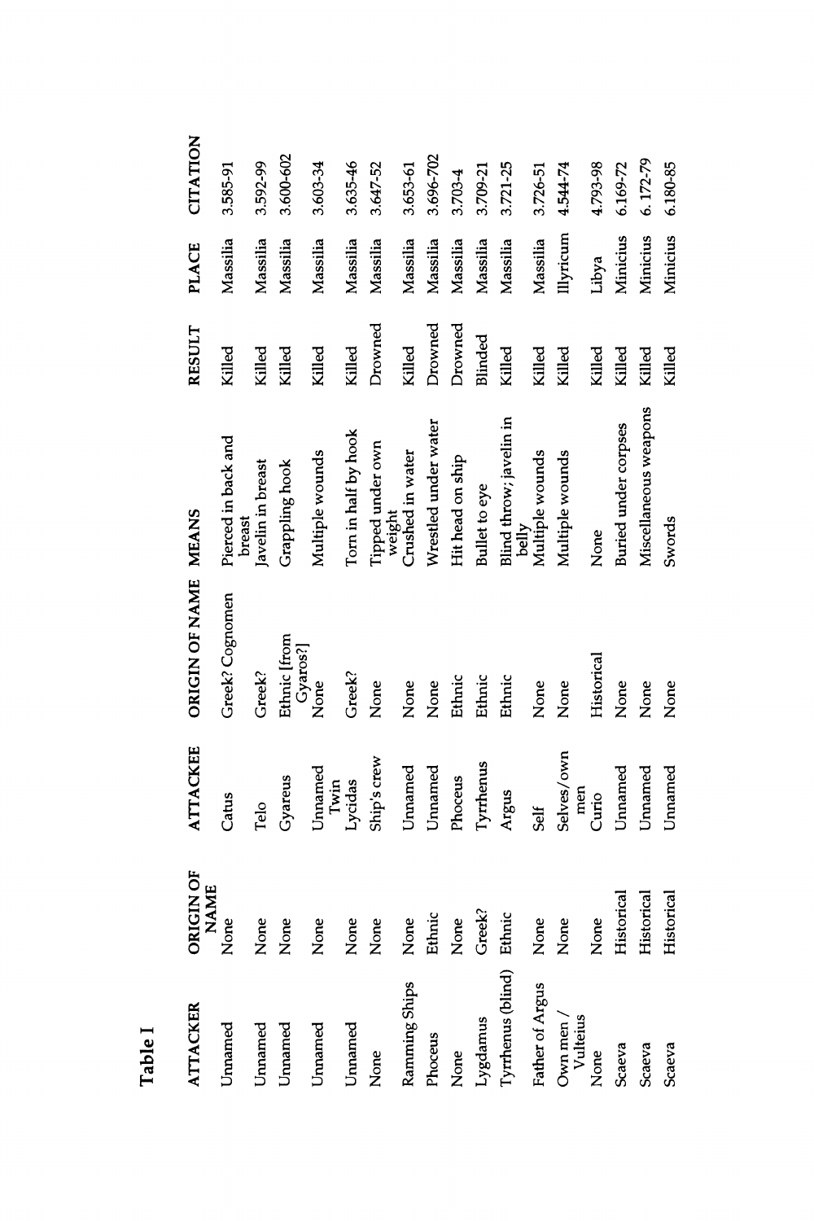## Table I

| ATTACKER | ORIGIN OF NAME | ATTACKEE | ORIGIN OF NAME | MEANS | RESULT | PLACE | CITATION |
|---|---|---|---|---|---|---|---|
| Unnamed | None | Catus | Greek? Cognomen | Pierced in back and breast | Killed | Massilia | 3.585-91 |
| Unnamed | None | Telo | Greek? | Javelin in breast | Killed | Massilia | 3.592-99 |
| Unnamed | None | Gyareus | Ethnic [from Gyaros?] | Grappling hook | Killed | Massilia | 3.600-602 |
| Unnamed | None | Unnamed Twin | None | Multiple wounds | Killed | Massilia | 3.603-34 |
| Unnamed | None | Lycidas | Greek? | Torn in half by hook | Killed | Massilia | 3.635-46 |
| None | None | Ship's crew | None | Tipped under own weight | Drowned | Massilia | 3.647-52 |
| Ramming Ships | None | Unnamed | None | Crushed in water | Killed | Massilia | 3.653-61 |
| Phoceus | Ethnic | Unnamed | None | Wrestled under water | Drowned | Massilia | 3.696-702 |
| None | None | Phoceus | Ethnic | Hit head on ship | Drowned | Massilia | 3.703-4 |
| Lygdamus | Greek? | Tyrrhenus | Ethnic | Bullet to eye | Blinded | Massilia | 3.709-21 |
| Tyrrhenus (blind) | Ethnic | Argus | Ethnic | Blind throw; javelin in belly | Killed | Massilia | 3.721-25 |
| Father of Argus | None | Self | None | Multiple wounds | Killed | Massilia | 3.726-51 |
| Own men / Vulteius | None | Selves/own men | None | Multiple wounds | Killed | Illyricum | 4.544-74 |
| None | None | Curio | Historical | None | Killed | Libya | 4.793-98 |
| Scaeva | Historical | Unnamed | None | Buried under corpses | Killed | Minicius | 6.169-72 |
| Scaeva | Historical | Unnamed | None | Miscellaneous weapons | Killed | Minicius | 6. 172-79 |
| Scaeva | Historical | Unnamed | None | Swords | Killed | Minicius | 6.180-85 |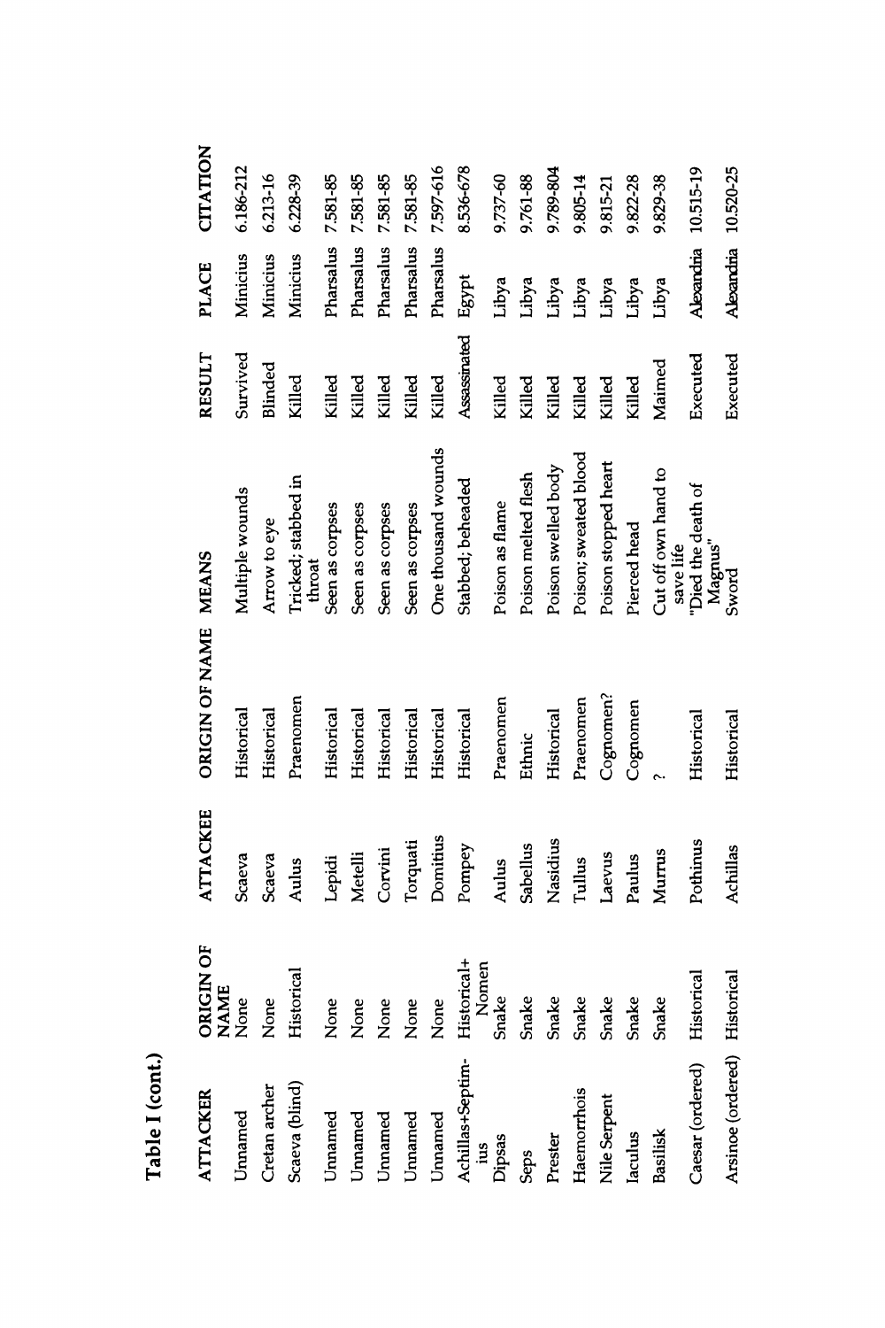Table I (cont.)

| ATTACKER | ORIGIN OF NAME | ATTACKEE | ORIGIN OF NAME | MEANS | RESULT | PLACE | CITATION |
|---|---|---|---|---|---|---|---|
| Unnamed | None | Scaeva | Historical | Multiple wounds | Survived | Minicius | 6.186-212 |
| Cretan archer | None | Scaeva | Historical | Arrow to eye | Blinded | Minicius | 6.213-16 |
| Scaeva (blind) | Historical | Aulus | Praenomen | Tricked; stabbed in throat | Killed | Minicius | 6.228-39 |
| Unnamed | None | Lepidi | Historical | Seen as corpses | Killed | Pharsalus | 7.581-85 |
| Unnamed | None | Metelli | Historical | Seen as corpses | Killed | Pharsalus | 7.581-85 |
| Unnamed | None | Corvini | Historical | Seen as corpses | Killed | Pharsalus | 7.581-85 |
| Unnamed | None | Torquati | Historical | Seen as corpses | Killed | Pharsalus | 7.581-85 |
| Unnamed | None | Domitius | Historical | One thousand wounds | Killed | Pharsalus | 7.597-616 |
| Achillas+Septimius | Historical+ Nomen | Pompey | Historical | Stabbed; beheaded | Assassinated | Egypt | 8.536-678 |
| Dipsas | Snake | Aulus | Praenomen | Poison as flame | Killed | Libya | 9.737-60 |
| Seps | Snake | Sabellus | Ethnic | Poison melted flesh | Killed | Libya | 9.761-88 |
| Prester | Snake | Nasidius | Historical | Poison swelled body | Killed | Libya | 9.789-804 |
| Haemorrhois | Snake | Tullus | Praenomen | Poison; sweated blood | Killed | Libya | 9.805-14 |
| Nile Serpent | Snake | Laevus | Cognomen? | Poison stopped heart | Killed | Libya | 9.815-21 |
| Iaculus | Snake | Paulus | Cognomen | Pierced head | Killed | Libya | 9.822-28 |
| Basilisk | Snake | Murrus | ? | Cut off own hand to save life | Maimed | Libya | 9.829-38 |
| Caesar (ordered) | Historical | Pothinus | Historical | "Died the death of Magnus" | Executed | Alexandria | 10.515-19 |
| Arsinoe (ordered) | Historical | Achillas | Historical | Sword | Executed | Alexandria | 10.520-25 |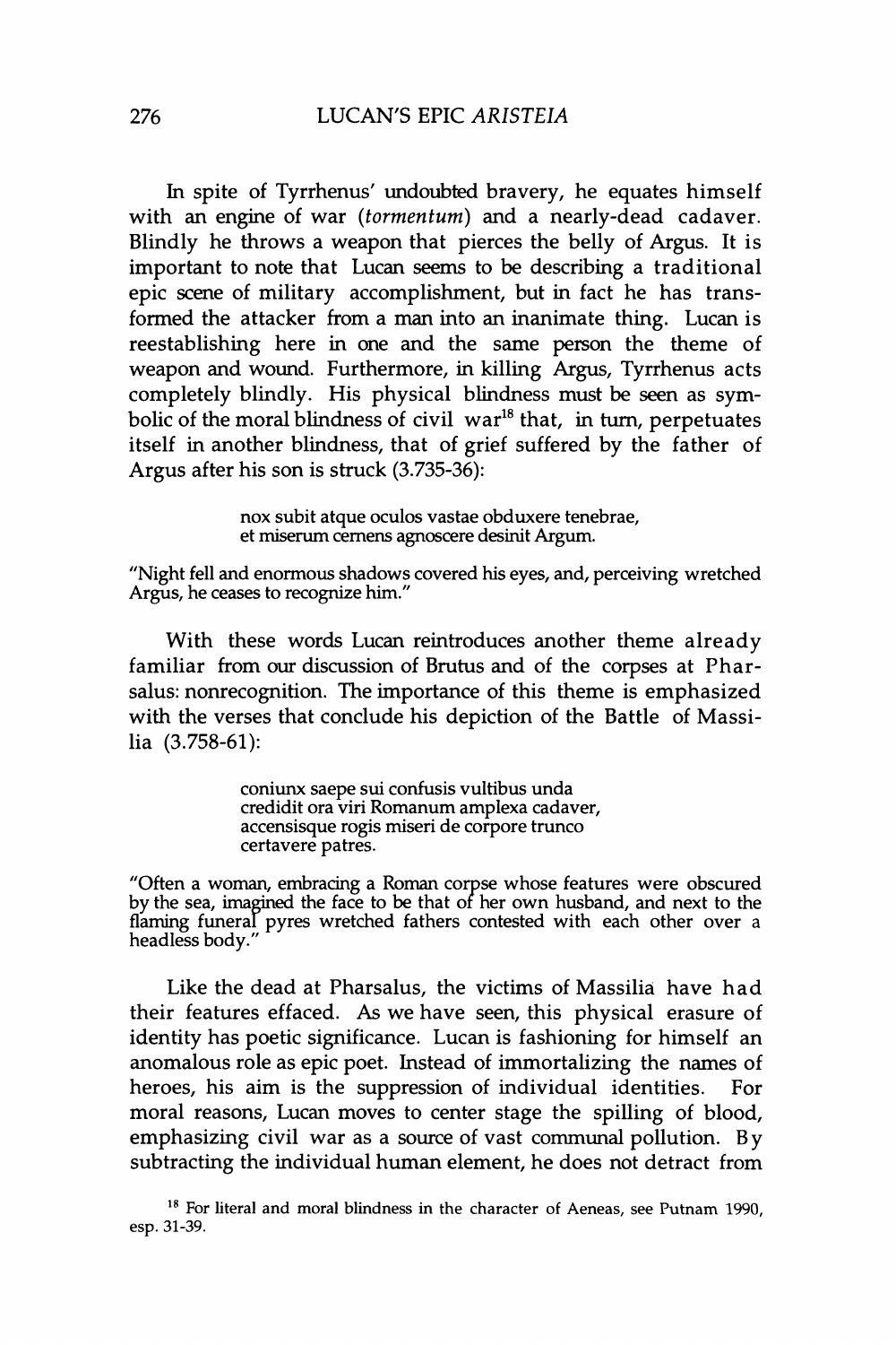In spite of Tyrrhenus' undoubted bravery, he equates himself with an engine of war (*tormentum*) and a nearly-dead cadaver. Blindly he throws a weapon that pierces the belly of Argus. It is important to note that Lucan seems to be describing a traditional epic scene of military accomplishment, but in fact he has transformed the attacker from a man into an inanimate thing. Lucan is reestablishing here in one and the same person the theme of weapon and wound. Furthermore, in killing Argus, Tyrrhenus acts completely blindly. His physical blindness must be seen as symbolic of the moral blindness of civil war[18] that, in turn, perpetuates itself in another blindness, that of grief suffered by the father of Argus after his son is struck (3.735-36):

> nox subit atque oculos vastae obduxere tenebrae,
> et miserum cernens agnoscere desinit Argum.

"Night fell and enormous shadows covered his eyes, and, perceiving wretched Argus, he ceases to recognize him."

With these words Lucan reintroduces another theme already familiar from our discussion of Brutus and of the corpses at Pharsalus: nonrecognition. The importance of this theme is emphasized with the verses that conclude his depiction of the Battle of Massilia (3.758-61):

> coniunx saepe sui confusis vultibus unda
> credidit ora viri Romanum amplexa cadaver,
> accensisque rogis miseri de corpore trunco
> certavere patres.

"Often a woman, embracing a Roman corpse whose features were obscured by the sea, imagined the face to be that of her own husband, and next to the flaming funeral pyres wretched fathers contested with each other over a headless body."

Like the dead at Pharsalus, the victims of Massilia have had their features effaced. As we have seen, this physical erasure of identity has poetic significance. Lucan is fashioning for himself an anomalous role as epic poet. Instead of immortalizing the names of heroes, his aim is the suppression of individual identities. For moral reasons, Lucan moves to center stage the spilling of blood, emphasizing civil war as a source of vast communal pollution. By subtracting the individual human element, he does not detract from

[18] For literal and moral blindness in the character of Aeneas, see Putnam 1990, esp. 31-39.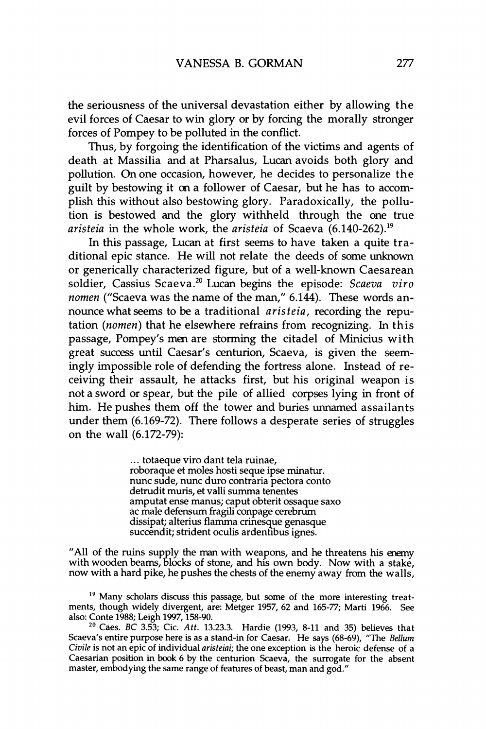the seriousness of the universal devastation either by allowing the evil forces of Caesar to win glory or by forcing the morally stronger forces of Pompey to be polluted in the conflict.

Thus, by forgoing the identification of the victims and agents of death at Massilia and at Pharsalus, Lucan avoids both glory and pollution. On one occasion, however, he decides to personalize the guilt by bestowing it on a follower of Caesar, but he has to accomplish this without also bestowing glory. Paradoxically, the pollution is bestowed and the glory withheld through the one true *aristeia* in the whole work, the *aristeia* of Scaeva (6.140-262).[19]

In this passage, Lucan at first seems to have taken a quite traditional epic stance. He will not relate the deeds of some unknown or generically characterized figure, but of a well-known Caesarean soldier, Cassius Scaeva.[20] Lucan begins the episode: *Scaeva viro nomen* ("Scaeva was the name of the man," 6.144). These words announce what seems to be a traditional *aristeia*, recording the reputation (*nomen*) that he elsewhere refrains from recognizing. In this passage, Pompey's men are storming the citadel of Minicius with great success until Caesar's centurion, Scaeva, is given the seemingly impossible role of defending the fortress alone. Instead of receiving their assault, he attacks first, but his original weapon is not a sword or spear, but the pile of allied corpses lying in front of him. He pushes them off the tower and buries unnamed assailants under them (6.169-72). There follows a desperate series of struggles on the wall (6.172-79):

> ... totaeque viro dant tela ruinae,
> roboraque et moles hosti seque ipse minatur.
> nunc sude, nunc duro contraria pectora conto
> detrudit muris, et valli summa tenentes
> amputat ense manus; caput obterit ossaque saxo
> ac male defensum fragili conpage cerebrum
> dissipat; alterius flamma crinesque genasque
> succendit; strident oculis ardentibus ignes.

"All of the ruins supply the man with weapons, and he threatens his enemy with wooden beams, blocks of stone, and his own body. Now with a stake, now with a hard pike, he pushes the chests of the enemy away from the walls,

[19] Many scholars discuss this passage, but some of the more interesting treatments, though widely divergent, are: Metger 1957, 62 and 165-77; Marti 1966. See also: Conte 1988; Leigh 1997, 158-90.

[20] Caes. *BC* 3.53; Cic. *Att.* 13.23.3. Hardie (1993, 8-11 and 35) believes that Scaeva's entire purpose here is as a stand-in for Caesar. He says (68-69), "The *Bellum Civile* is not an epic of individual *aristeiai*; the one exception is the heroic defense of a Caesarian position in book 6 by the centurion Scaeva, the surrogate for the absent master, embodying the same range of features of beast, man and god."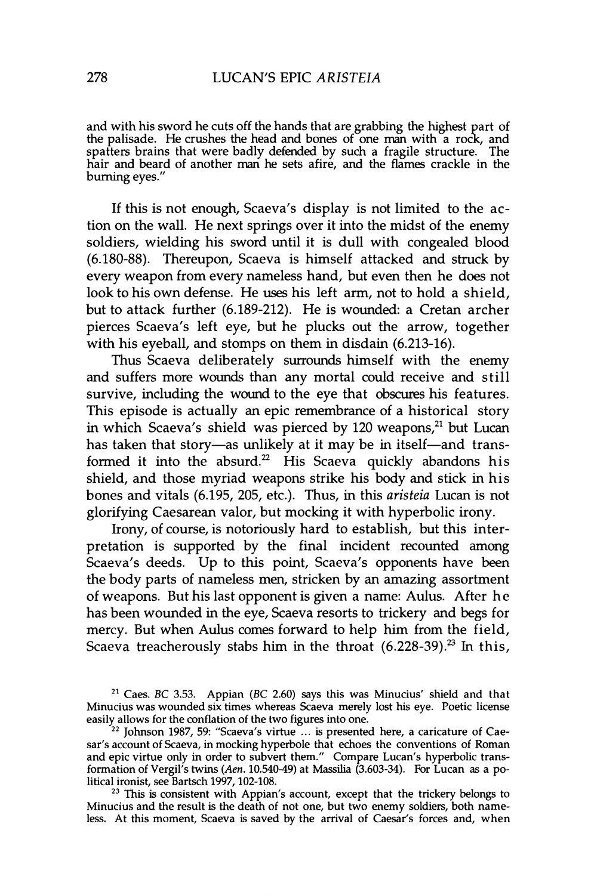and with his sword he cuts off the hands that are grabbing the highest part of the palisade. He crushes the head and bones of one man with a rock, and spatters brains that were badly defended by such a fragile structure. The hair and beard of another man he sets afire, and the flames crackle in the burning eyes."

If this is not enough, Scaeva's display is not limited to the action on the wall. He next springs over it into the midst of the enemy soldiers, wielding his sword until it is dull with congealed blood (6.180-88). Thereupon, Scaeva is himself attacked and struck by every weapon from every nameless hand, but even then he does not look to his own defense. He uses his left arm, not to hold a shield, but to attack further (6.189-212). He is wounded: a Cretan archer pierces Scaeva's left eye, but he plucks out the arrow, together with his eyeball, and stomps on them in disdain (6.213-16).

Thus Scaeva deliberately surrounds himself with the enemy and suffers more wounds than any mortal could receive and still survive, including the wound to the eye that obscures his features. This episode is actually an epic remembrance of a historical story in which Scaeva's shield was pierced by 120 weapons,[21] but Lucan has taken that story—as unlikely at it may be in itself—and transformed it into the absurd.[22] His Scaeva quickly abandons his shield, and those myriad weapons strike his body and stick in his bones and vitals (6.195, 205, etc.). Thus, in this *aristeia* Lucan is not glorifying Caesarean valor, but mocking it with hyperbolic irony.

Irony, of course, is notoriously hard to establish, but this interpretation is supported by the final incident recounted among Scaeva's deeds. Up to this point, Scaeva's opponents have been the body parts of nameless men, stricken by an amazing assortment of weapons. But his last opponent is given a name: Aulus. After he has been wounded in the eye, Scaeva resorts to trickery and begs for mercy. But when Aulus comes forward to help him from the field, Scaeva treacherously stabs him in the throat (6.228-39).[23] In this,

[21] Caes. *BC* 3.53. Appian (*BC* 2.60) says this was Minucius' shield and that Minucius was wounded six times whereas Scaeva merely lost his eye. Poetic license easily allows for the conflation of the two figures into one.

[22] Johnson 1987, 59: "Scaeva's virtue ... is presented here, a caricature of Caesar's account of Scaeva, in mocking hyperbole that echoes the conventions of Roman and epic virtue only in order to subvert them." Compare Lucan's hyperbolic transformation of Vergil's twins (*Aen.* 10.540-49) at Massilia (3.603-34). For Lucan as a political ironist, see Bartsch 1997, 102-108.

[23] This is consistent with Appian's account, except that the trickery belongs to Minucius and the result is the death of not one, but two enemy soldiers, both nameless. At this moment, Scaeva is saved by the arrival of Caesar's forces and, when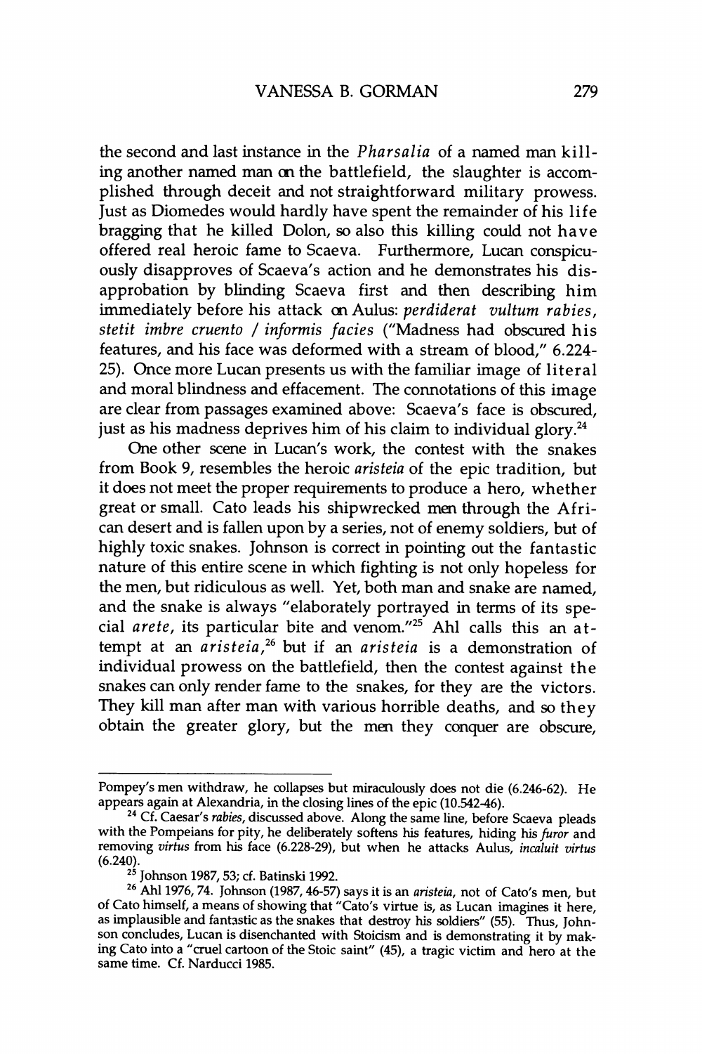the second and last instance in the *Pharsalia* of a named man killing another named man on the battlefield, the slaughter is accomplished through deceit and not straightforward military prowess. Just as Diomedes would hardly have spent the remainder of his life bragging that he killed Dolon, so also this killing could not have offered real heroic fame to Scaeva. Furthermore, Lucan conspicuously disapproves of Scaeva's action and he demonstrates his disapprobation by blinding Scaeva first and then describing him immediately before his attack on Aulus: *perdiderat vultum rabies, stetit imbre cruento / informis facies* ("Madness had obscured his features, and his face was deformed with a stream of blood," 6.224-25). Once more Lucan presents us with the familiar image of literal and moral blindness and effacement. The connotations of this image are clear from passages examined above: Scaeva's face is obscured, just as his madness deprives him of his claim to individual glory.[24]

One other scene in Lucan's work, the contest with the snakes from Book 9, resembles the heroic *aristeia* of the epic tradition, but it does not meet the proper requirements to produce a hero, whether great or small. Cato leads his shipwrecked men through the African desert and is fallen upon by a series, not of enemy soldiers, but of highly toxic snakes. Johnson is correct in pointing out the fantastic nature of this entire scene in which fighting is not only hopeless for the men, but ridiculous as well. Yet, both man and snake are named, and the snake is always "elaborately portrayed in terms of its special *arete*, its particular bite and venom."[25] Ahl calls this an attempt at an *aristeia*,[26] but if an *aristeia* is a demonstration of individual prowess on the battlefield, then the contest against the snakes can only render fame to the snakes, for they are the victors. They kill man after man with various horrible deaths, and so they obtain the greater glory, but the men they conquer are obscure,

---

Pompey's men withdraw, he collapses but miraculously does not die (6.246-62). He appears again at Alexandria, in the closing lines of the epic (10.542-46).

[24] Cf. Caesar's *rabies*, discussed above. Along the same line, before Scaeva pleads with the Pompeians for pity, he deliberately softens his features, hiding his *furor* and removing *virtus* from his face (6.228-29), but when he attacks Aulus, *incaluit virtus* (6.240).

[25] Johnson 1987, 53; cf. Batinski 1992.

[26] Ahl 1976, 74. Johnson (1987, 46-57) says it is an *aristeia*, not of Cato's men, but of Cato himself, a means of showing that "Cato's virtue is, as Lucan imagines it here, as implausible and fantastic as the snakes that destroy his soldiers" (55). Thus, Johnson concludes, Lucan is disenchanted with Stoicism and is demonstrating it by making Cato into a "cruel cartoon of the Stoic saint" (45), a tragic victim and hero at the same time. Cf. Narducci 1985.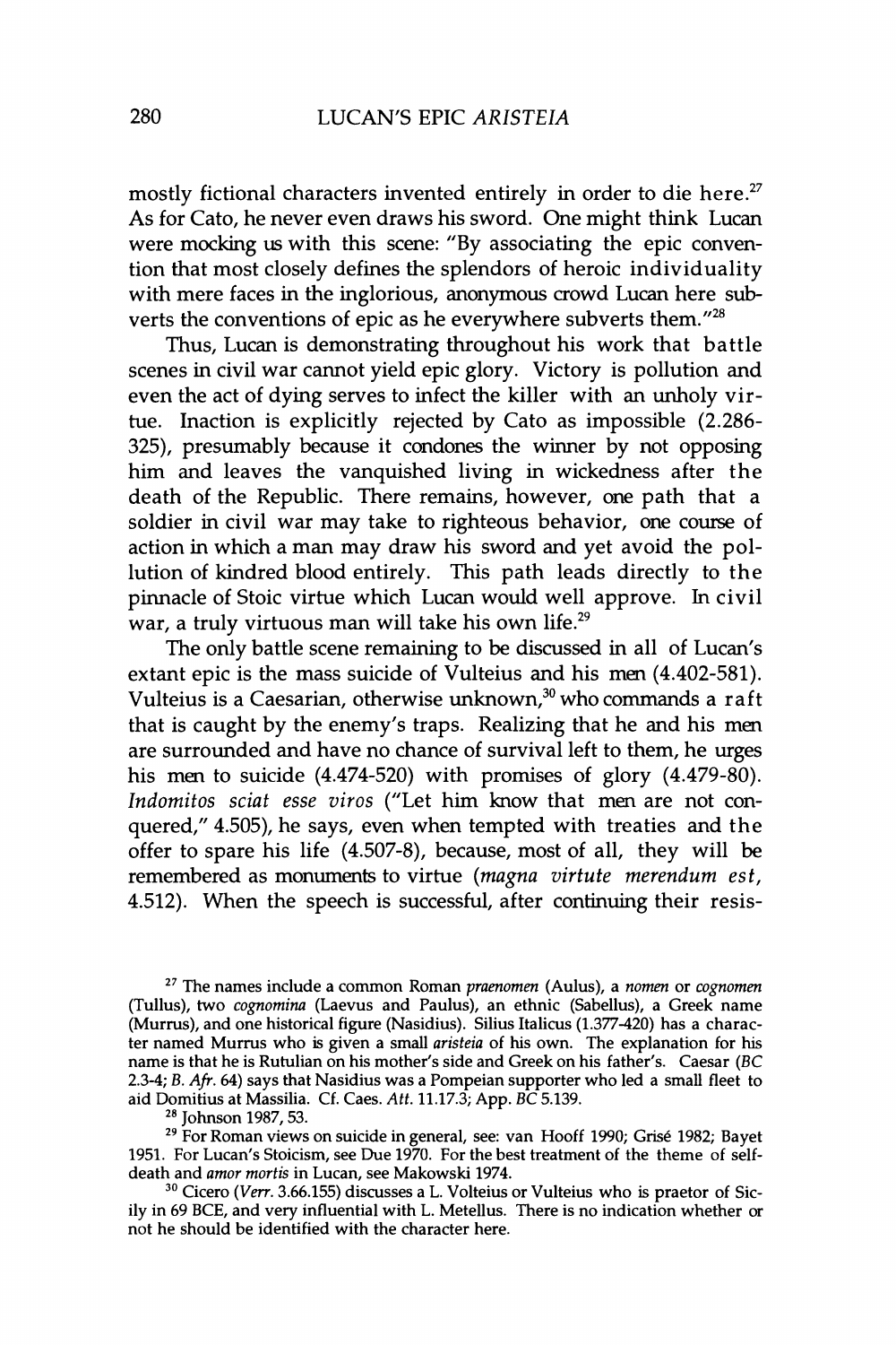mostly fictional characters invented entirely in order to die here.[27] As for Cato, he never even draws his sword. One might think Lucan were mocking us with this scene: "By associating the epic convention that most closely defines the splendors of heroic individuality with mere faces in the inglorious, anonymous crowd Lucan here subverts the conventions of epic as he everywhere subverts them."[28]

Thus, Lucan is demonstrating throughout his work that battle scenes in civil war cannot yield epic glory. Victory is pollution and even the act of dying serves to infect the killer with an unholy virtue. Inaction is explicitly rejected by Cato as impossible (2.286-325), presumably because it condones the winner by not opposing him and leaves the vanquished living in wickedness after the death of the Republic. There remains, however, one path that a soldier in civil war may take to righteous behavior, one course of action in which a man may draw his sword and yet avoid the pollution of kindred blood entirely. This path leads directly to the pinnacle of Stoic virtue which Lucan would well approve. In civil war, a truly virtuous man will take his own life.[29]

The only battle scene remaining to be discussed in all of Lucan's extant epic is the mass suicide of Vulteius and his men (4.402-581). Vulteius is a Caesarian, otherwise unknown,[30] who commands a raft that is caught by the enemy's traps. Realizing that he and his men are surrounded and have no chance of survival left to them, he urges his men to suicide (4.474-520) with promises of glory (4.479-80). *Indomitos sciat esse viros* ("Let him know that men are not conquered," 4.505), he says, even when tempted with treaties and the offer to spare his life (4.507-8), because, most of all, they will be remembered as monuments to virtue (*magna virtute merendum est*, 4.512). When the speech is successful, after continuing their resis-

[27] The names include a common Roman *praenomen* (Aulus), a *nomen* or *cognomen* (Tullus), two *cognomina* (Laevus and Paulus), an ethnic (Sabellus), a Greek name (Murrus), and one historical figure (Nasidius). Silius Italicus (1.377-420) has a character named Murrus who is given a small *aristeia* of his own. The explanation for his name is that he is Rutulian on his mother's side and Greek on his father's. Caesar (*BC* 2.3-4; *B. Afr.* 64) says that Nasidius was a Pompeian supporter who led a small fleet to aid Domitius at Massilia. Cf. Caes. *Att.* 11.17.3; App. *BC* 5.139.

[28] Johnson 1987, 53.

[29] For Roman views on suicide in general, see: van Hooff 1990; Grisé 1982; Bayet 1951. For Lucan's Stoicism, see Due 1970. For the best treatment of the theme of self-death and *amor mortis* in Lucan, see Makowski 1974.

[30] Cicero (*Verr.* 3.66.155) discusses a L. Volteius or Vulteius who is praetor of Sicily in 69 BCE, and very influential with L. Metellus. There is no indication whether or not he should be identified with the character here.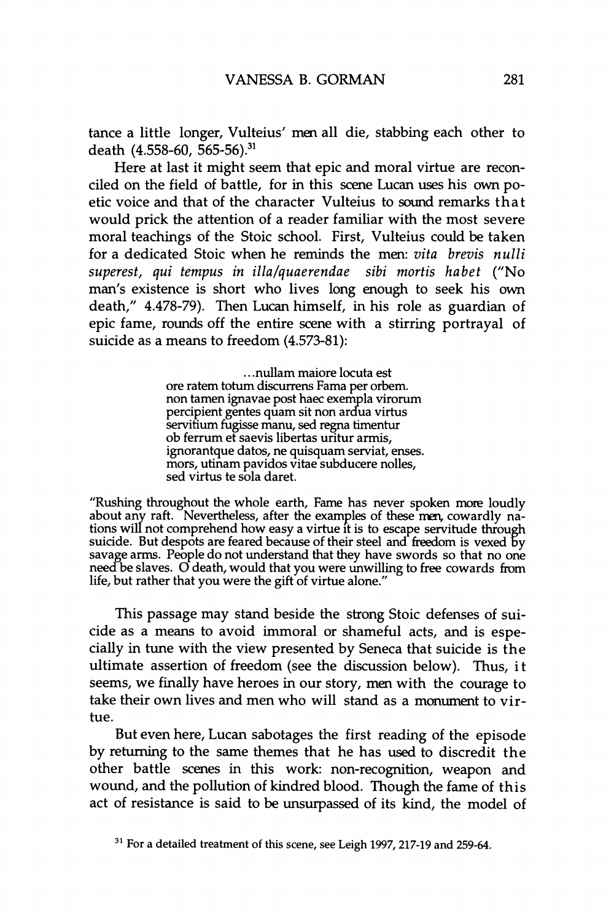tance a little longer, Vulteius' men all die, stabbing each other to death (4.558-60, 565-56).[31]

Here at last it might seem that epic and moral virtue are reconciled on the field of battle, for in this scene Lucan uses his own poetic voice and that of the character Vulteius to sound remarks that would prick the attention of a reader familiar with the most severe moral teachings of the Stoic school. First, Vulteius could be taken for a dedicated Stoic when he reminds the men: *vita brevis nulli superest, qui tempus in illa/quaerendae sibi mortis habet* ("No man's existence is short who lives long enough to seek his own death," 4.478-79). Then Lucan himself, in his role as guardian of epic fame, rounds off the entire scene with a stirring portrayal of suicide as a means to freedom (4.573-81):

> ...nullam maiore locuta est
> ore ratem totum discurrens Fama per orbem.
> non tamen ignavae post haec exempla virorum
> percipient gentes quam sit non ardua virtus
> servitium fugisse manu, sed regna timentur
> ob ferrum et saevis libertas uritur armis,
> ignorantque datos, ne quisquam serviat, enses.
> mors, utinam pavidos vitae subducere nolles,
> sed virtus te sola daret.

"Rushing throughout the whole earth, Fame has never spoken more loudly about any raft. Nevertheless, after the examples of these men, cowardly nations will not comprehend how easy a virtue it is to escape servitude through suicide. But despots are feared because of their steel and freedom is vexed by savage arms. People do not understand that they have swords so that no one need be slaves. O death, would that you were unwilling to free cowards from life, but rather that you were the gift of virtue alone."

This passage may stand beside the strong Stoic defenses of suicide as a means to avoid immoral or shameful acts, and is especially in tune with the view presented by Seneca that suicide is the ultimate assertion of freedom (see the discussion below). Thus, it seems, we finally have heroes in our story, men with the courage to take their own lives and men who will stand as a monument to virtue.

But even here, Lucan sabotages the first reading of the episode by returning to the same themes that he has used to discredit the other battle scenes in this work: non-recognition, weapon and wound, and the pollution of kindred blood. Though the fame of this act of resistance is said to be unsurpassed of its kind, the model of

[31] For a detailed treatment of this scene, see Leigh 1997, 217-19 and 259-64.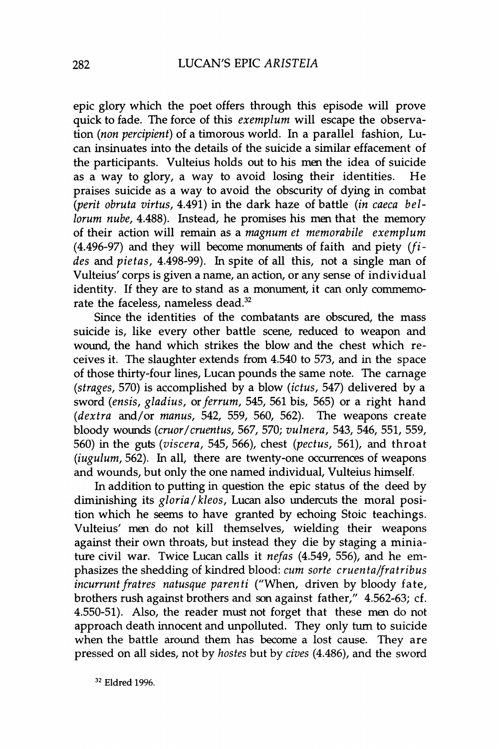epic glory which the poet offers through this episode will prove quick to fade. The force of this *exemplum* will escape the observation (*non percipient*) of a timorous world. In a parallel fashion, Lucan insinuates into the details of the suicide a similar effacement of the participants. Vulteius holds out to his men the idea of suicide as a way to glory, a way to avoid losing their identities. He praises suicide as a way to avoid the obscurity of dying in combat (*perit obruta virtus*, 4.491) in the dark haze of battle (*in caeca bellorum nube*, 4.488). Instead, he promises his men that the memory of their action will remain as a *magnum et memorabile exemplum* (4.496-97) and they will become monuments of faith and piety (*fides* and *pietas*, 4.498-99). In spite of all this, not a single man of Vulteius' corps is given a name, an action, or any sense of individual identity. If they are to stand as a monument, it can only commemorate the faceless, nameless dead.[32]

Since the identities of the combatants are obscured, the mass suicide is, like every other battle scene, reduced to weapon and wound, the hand which strikes the blow and the chest which receives it. The slaughter extends from 4.540 to 573, and in the space of those thirty-four lines, Lucan pounds the same note. The carnage (*strages*, 570) is accomplished by a blow (*ictus*, 547) delivered by a sword (*ensis*, *gladius*, or *ferrum*, 545, 561 bis, 565) or a right hand (*dextra* and/or *manus*, 542, 559, 560, 562). The weapons create bloody wounds (*cruor/cruentus*, 567, 570; *vulnera*, 543, 546, 551, 559, 560) in the guts (*viscera*, 545, 566), chest (*pectus*, 561), and throat (*iugulum*, 562). In all, there are twenty-one occurrences of weapons and wounds, but only the one named individual, Vulteius himself.

In addition to putting in question the epic status of the deed by diminishing its *gloria/kleos*, Lucan also undercuts the moral position which he seems to have granted by echoing Stoic teachings. Vulteius' men do not kill themselves, wielding their weapons against their own throats, but instead they die by staging a miniature civil war. Twice Lucan calls it *nefas* (4.549, 556), and he emphasizes the shedding of kindred blood: *cum sorte cruenta/fratribus incurrunt fratres natusque parenti* ("When, driven by bloody fate, brothers rush against brothers and son against father," 4.562-63; cf. 4.550-51). Also, the reader must not forget that these men do not approach death innocent and unpolluted. They only turn to suicide when the battle around them has become a lost cause. They are pressed on all sides, not by *hostes* but by *cives* (4.486), and the sword

[32] Eldred 1996.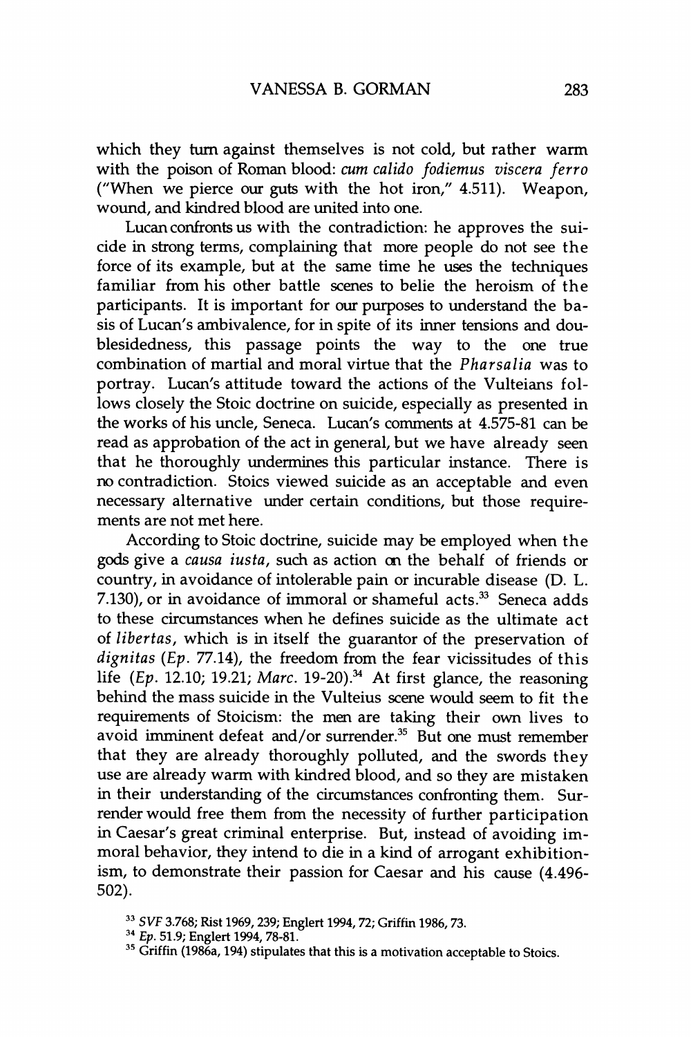which they turn against themselves is not cold, but rather warm with the poison of Roman blood: *cum calido fodiemus viscera ferro* ("When we pierce our guts with the hot iron," 4.511). Weapon, wound, and kindred blood are united into one.

Lucan confronts us with the contradiction: he approves the suicide in strong terms, complaining that more people do not see the force of its example, but at the same time he uses the techniques familiar from his other battle scenes to belie the heroism of the participants. It is important for our purposes to understand the basis of Lucan's ambivalence, for in spite of its inner tensions and doublesidedness, this passage points the way to the one true combination of martial and moral virtue that the *Pharsalia* was to portray. Lucan's attitude toward the actions of the Vulteians follows closely the Stoic doctrine on suicide, especially as presented in the works of his uncle, Seneca. Lucan's comments at 4.575-81 can be read as approbation of the act in general, but we have already seen that he thoroughly undermines this particular instance. There is no contradiction. Stoics viewed suicide as an acceptable and even necessary alternative under certain conditions, but those requirements are not met here.

According to Stoic doctrine, suicide may be employed when the gods give a *causa iusta*, such as action on the behalf of friends or country, in avoidance of intolerable pain or incurable disease (D. L. 7.130), or in avoidance of immoral or shameful acts.[33] Seneca adds to these circumstances when he defines suicide as the ultimate act of *libertas*, which is in itself the guarantor of the preservation of *dignitas* (*Ep*. 77.14), the freedom from the fear vicissitudes of this life (*Ep*. 12.10; 19.21; *Marc*. 19-20).[34] At first glance, the reasoning behind the mass suicide in the Vulteius scene would seem to fit the requirements of Stoicism: the men are taking their own lives to avoid imminent defeat and/or surrender.[35] But one must remember that they are already thoroughly polluted, and the swords they use are already warm with kindred blood, and so they are mistaken in their understanding of the circumstances confronting them. Surrender would free them from the necessity of further participation in Caesar's great criminal enterprise. But, instead of avoiding immoral behavior, they intend to die in a kind of arrogant exhibitionism, to demonstrate their passion for Caesar and his cause (4.496-502).

[33] *SVF* 3.768; Rist 1969, 239; Englert 1994, 72; Griffin 1986, 73.

[34] *Ep*. 51.9; Englert 1994, 78-81.

[35] Griffin (1986a, 194) stipulates that this is a motivation acceptable to Stoics.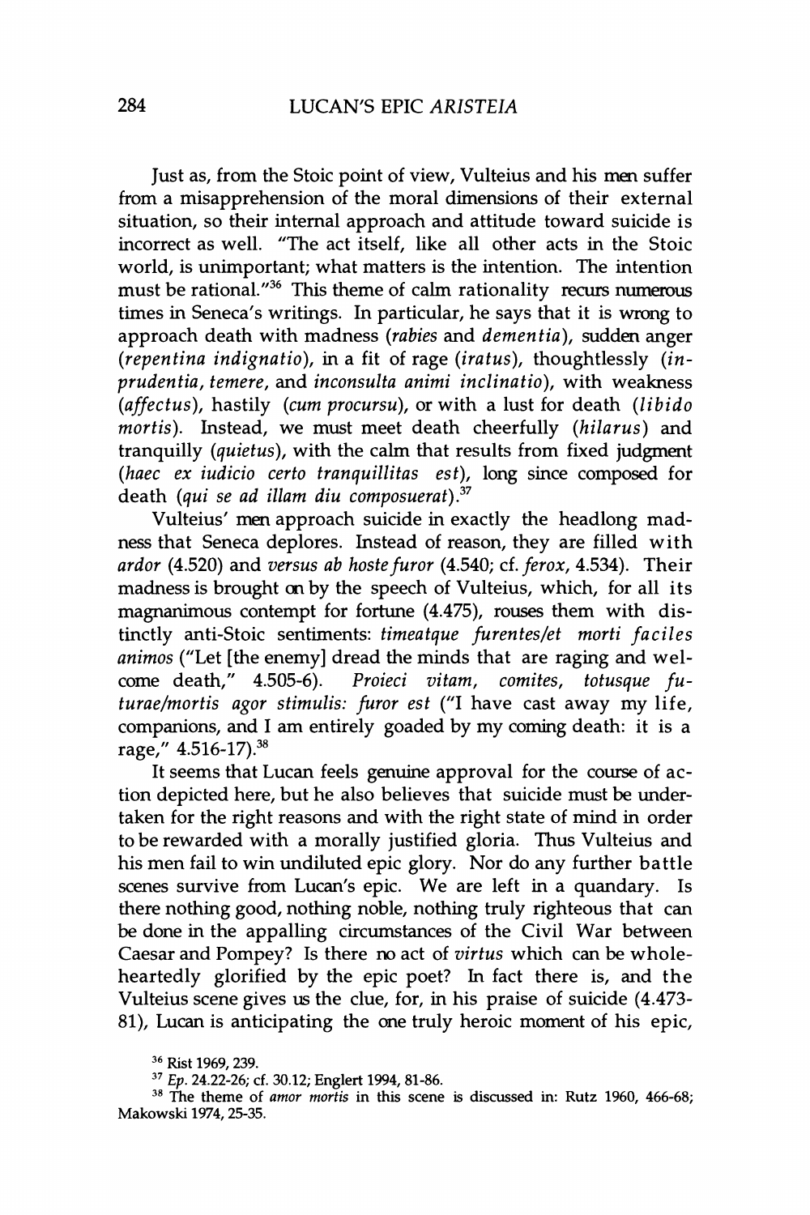Just as, from the Stoic point of view, Vulteius and his men suffer from a misapprehension of the moral dimensions of their external situation, so their internal approach and attitude toward suicide is incorrect as well. "The act itself, like all other acts in the Stoic world, is unimportant; what matters is the intention. The intention must be rational."[36] This theme of calm rationality recurs numerous times in Seneca's writings. In particular, he says that it is wrong to approach death with madness (*rabies* and *dementia*), sudden anger (*repentina indignatio*), in a fit of rage (*iratus*), thoughtlessly (*inprudentia*, *temere*, and *inconsulta animi inclinatio*), with weakness (*affectus*), hastily (*cum procursu*), or with a lust for death (*libido mortis*). Instead, we must meet death cheerfully (*hilarus*) and tranquilly (*quietus*), with the calm that results from fixed judgment (*haec ex iudicio certo tranquillitas est*), long since composed for death (*qui se ad illam diu composuerat*).[37]

Vulteius' men approach suicide in exactly the headlong madness that Seneca deplores. Instead of reason, they are filled with *ardor* (4.520) and *versus ab hoste furor* (4.540; cf. *ferox*, 4.534). Their madness is brought on by the speech of Vulteius, which, for all its magnanimous contempt for fortune (4.475), rouses them with distinctly anti-Stoic sentiments: *timeatque furentes/et morti faciles animos* ("Let [the enemy] dread the minds that are raging and welcome death," 4.505-6). *Proieci vitam, comites, totusque futurae/mortis agor stimulis: furor est* ("I have cast away my life, companions, and I am entirely goaded by my coming death: it is a rage," 4.516-17).[38]

It seems that Lucan feels genuine approval for the course of action depicted here, but he also believes that suicide must be undertaken for the right reasons and with the right state of mind in order to be rewarded with a morally justified gloria. Thus Vulteius and his men fail to win undiluted epic glory. Nor do any further battle scenes survive from Lucan's epic. We are left in a quandary. Is there nothing good, nothing noble, nothing truly righteous that can be done in the appalling circumstances of the Civil War between Caesar and Pompey? Is there no act of *virtus* which can be wholeheartedly glorified by the epic poet? In fact there is, and the Vulteius scene gives us the clue, for, in his praise of suicide (4.473-81), Lucan is anticipating the one truly heroic moment of his epic,

[36] Rist 1969, 239.

[37] *Ep.* 24.22-26; cf. 30.12; Englert 1994, 81-86.

[38] The theme of *amor mortis* in this scene is discussed in: Rutz 1960, 466-68; Makowski 1974, 25-35.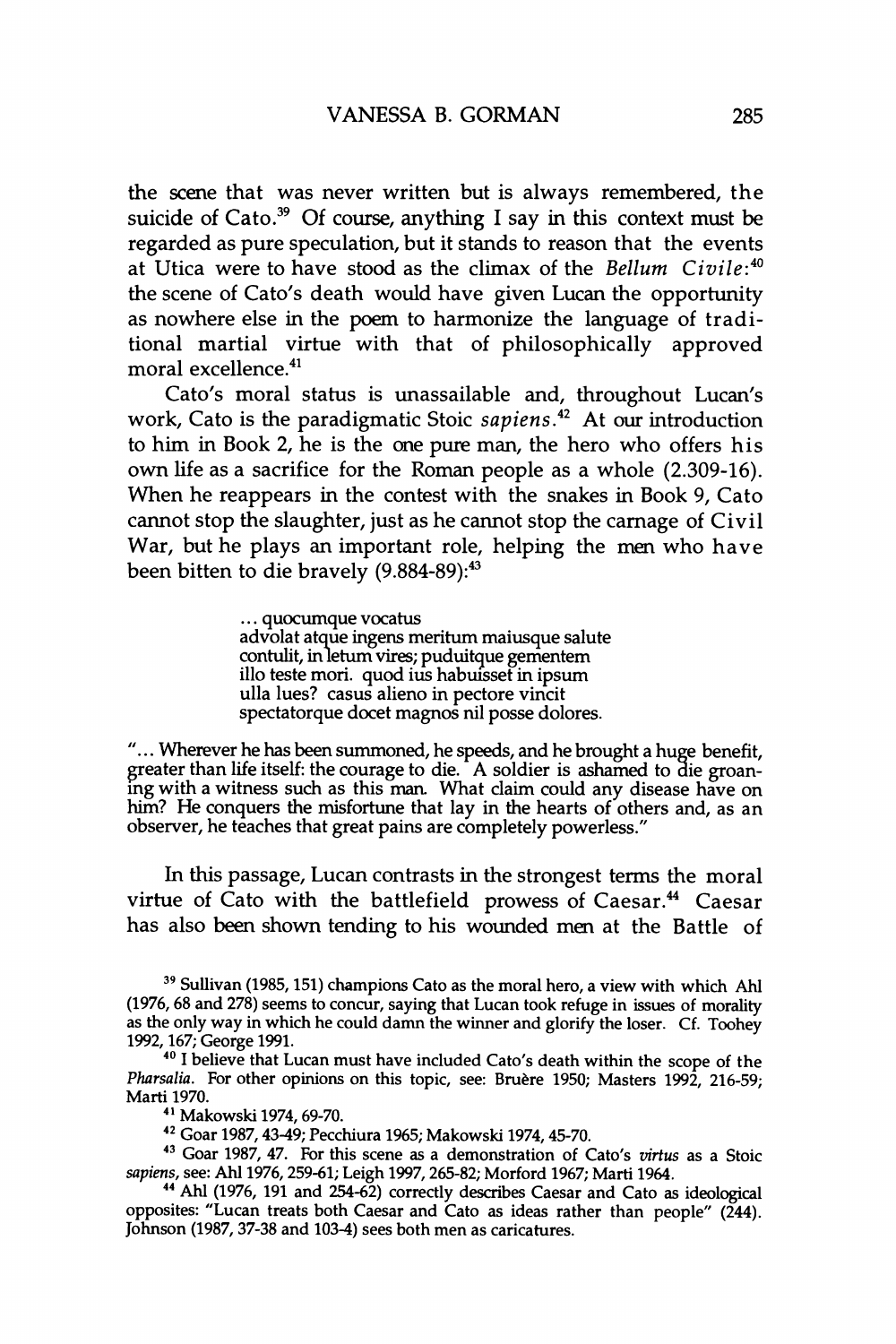the scene that was never written but is always remembered, the suicide of Cato.[39] Of course, anything I say in this context must be regarded as pure speculation, but it stands to reason that the events at Utica were to have stood as the climax of the *Bellum Civile*:[40] the scene of Cato's death would have given Lucan the opportunity as nowhere else in the poem to harmonize the language of traditional martial virtue with that of philosophically approved moral excellence.[41]

Cato's moral status is unassailable and, throughout Lucan's work, Cato is the paradigmatic Stoic *sapiens*.[42] At our introduction to him in Book 2, he is the one pure man, the hero who offers his own life as a sacrifice for the Roman people as a whole (2.309-16). When he reappears in the contest with the snakes in Book 9, Cato cannot stop the slaughter, just as he cannot stop the carnage of Civil War, but he plays an important role, helping the men who have been bitten to die bravely (9.884-89):[43]

> ... quocumque vocatus
> advolat atque ingens meritum maiusque salute
> contulit, in letum vires; puduitque gementem
> illo teste mori. quod ius habuisset in ipsum
> ulla lues? casus alieno in pectore vincit
> spectatorque docet magnos nil posse dolores.

"... Wherever he has been summoned, he speeds, and he brought a huge benefit, greater than life itself: the courage to die. A soldier is ashamed to die groaning with a witness such as this man. What claim could any disease have on him? He conquers the misfortune that lay in the hearts of others and, as an observer, he teaches that great pains are completely powerless."

In this passage, Lucan contrasts in the strongest terms the moral virtue of Cato with the battlefield prowess of Caesar.[44] Caesar has also been shown tending to his wounded men at the Battle of

---

[39] Sullivan (1985, 151) champions Cato as the moral hero, a view with which Ahl (1976, 68 and 278) seems to concur, saying that Lucan took refuge in issues of morality as the only way in which he could damn the winner and glorify the loser. Cf. Toohey 1992, 167; George 1991.

[40] I believe that Lucan must have included Cato's death within the scope of the *Pharsalia*. For other opinions on this topic, see: Bruère 1950; Masters 1992, 216-59; Marti 1970.

[41] Makowski 1974, 69-70.

[42] Goar 1987, 43-49; Pecchiura 1965; Makowski 1974, 45-70.

[43] Goar 1987, 47. For this scene as a demonstration of Cato's *virtus* as a Stoic *sapiens*, see: Ahl 1976, 259-61; Leigh 1997, 265-82; Morford 1967; Marti 1964.

[44] Ahl (1976, 191 and 254-62) correctly describes Caesar and Cato as ideological opposites: "Lucan treats both Caesar and Cato as ideas rather than people" (244). Johnson (1987, 37-38 and 103-4) sees both men as caricatures.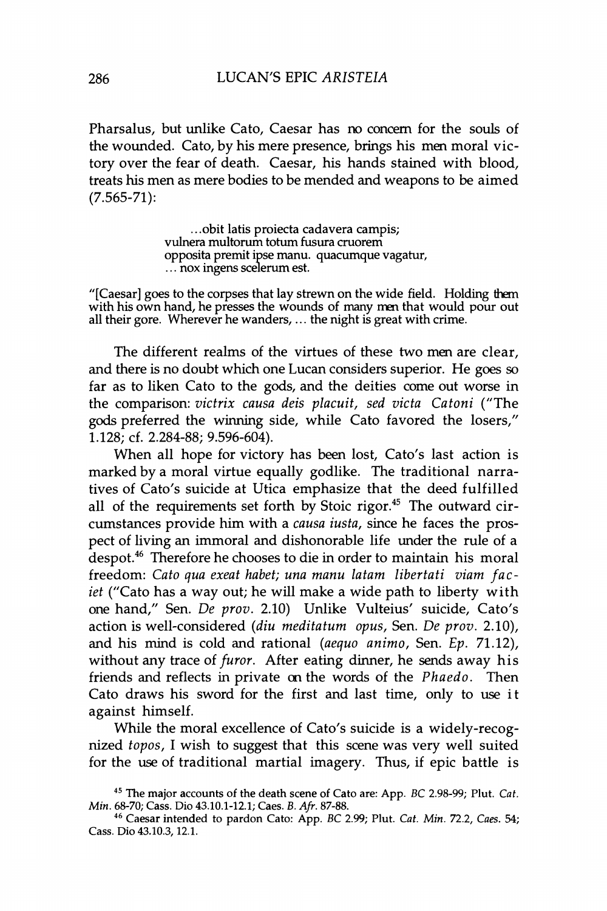Pharsalus, but unlike Cato, Caesar has no concern for the souls of the wounded. Cato, by his mere presence, brings his men moral victory over the fear of death. Caesar, his hands stained with blood, treats his men as mere bodies to be mended and weapons to be aimed (7.565-71):

> ...obit latis proiecta cadavera campis;
> vulnera multorum totum fusura cruorem
> opposita premit ipse manu. quacumque vagatur,
> ... nox ingens scelerum est.

"[Caesar] goes to the corpses that lay strewn on the wide field. Holding them with his own hand, he presses the wounds of many men that would pour out all their gore. Wherever he wanders, ... the night is great with crime.

The different realms of the virtues of these two men are clear, and there is no doubt which one Lucan considers superior. He goes so far as to liken Cato to the gods, and the deities come out worse in the comparison: *victrix causa deis placuit, sed victa Catoni* ("The gods preferred the winning side, while Cato favored the losers," 1.128; cf. 2.284-88; 9.596-604).

When all hope for victory has been lost, Cato's last action is marked by a moral virtue equally godlike. The traditional narratives of Cato's suicide at Utica emphasize that the deed fulfilled all of the requirements set forth by Stoic rigor.[45] The outward circumstances provide him with a *causa iusta*, since he faces the prospect of living an immoral and dishonorable life under the rule of a despot.[46] Therefore he chooses to die in order to maintain his moral freedom: *Cato qua exeat habet; una manu latam libertati viam faciet* ("Cato has a way out; he will make a wide path to liberty with one hand," Sen. *De prov.* 2.10) Unlike Vulteius' suicide, Cato's action is well-considered (*diu meditatum opus*, Sen. *De prov.* 2.10), and his mind is cold and rational (*aequo animo*, Sen. *Ep.* 71.12), without any trace of *furor*. After eating dinner, he sends away his friends and reflects in private on the words of the *Phaedo*. Then Cato draws his sword for the first and last time, only to use it against himself.

While the moral excellence of Cato's suicide is a widely-recognized *topos*, I wish to suggest that this scene was very well suited for the use of traditional martial imagery. Thus, if epic battle is

[45] The major accounts of the death scene of Cato are: App. *BC* 2.98-99; Plut. *Cat. Min.* 68-70; Cass. Dio 43.10.1-12.1; Caes. *B. Afr.* 87-88.

[46] Caesar intended to pardon Cato: App. *BC* 2.99; Plut. *Cat. Min.* 72.2, *Caes.* 54; Cass. Dio 43.10.3, 12.1.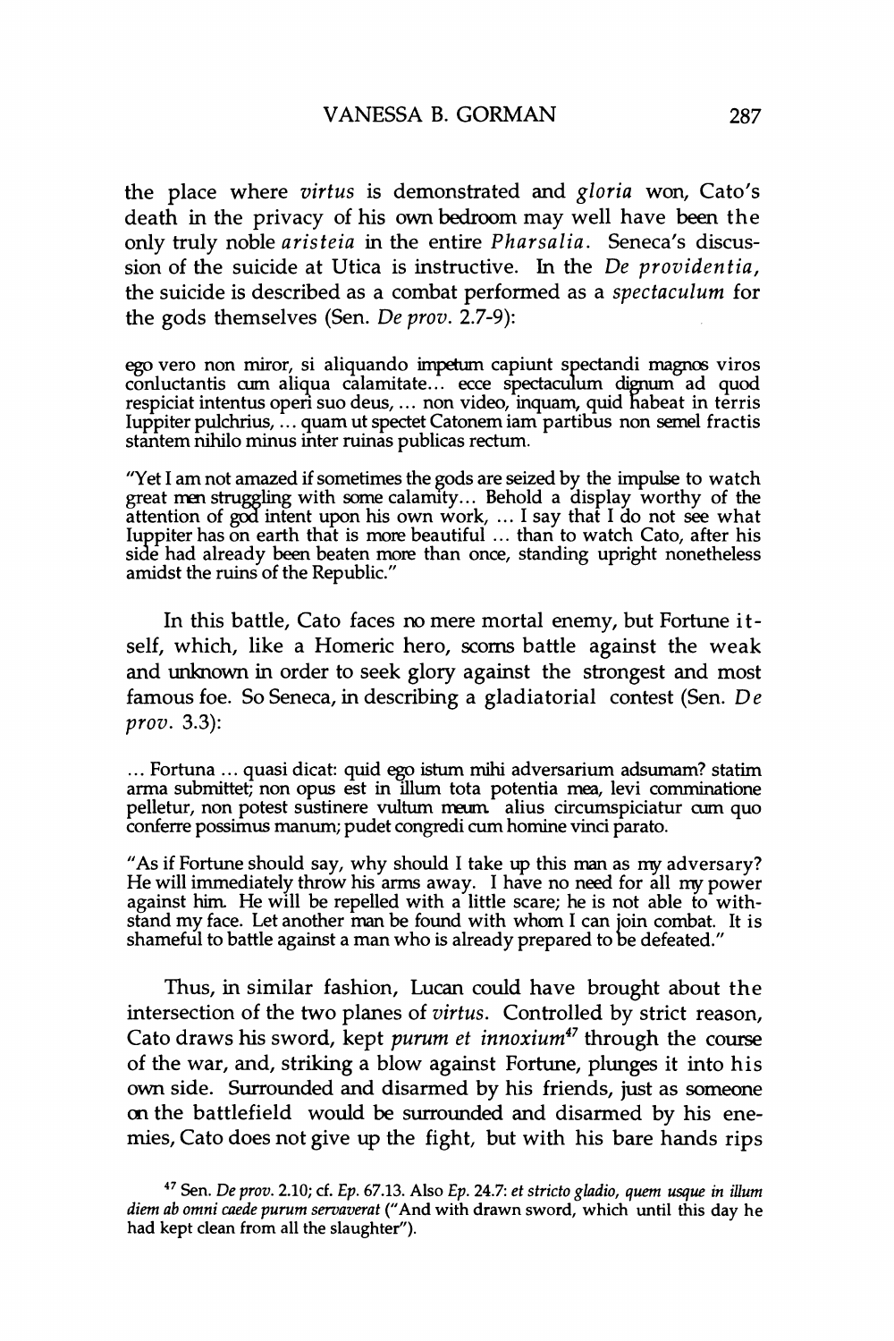the place where *virtus* is demonstrated and *gloria* won, Cato's death in the privacy of his own bedroom may well have been the only truly noble *aristeia* in the entire *Pharsalia*. Seneca's discussion of the suicide at Utica is instructive. In the *De providentia*, the suicide is described as a combat performed as a *spectaculum* for the gods themselves (Sen. *De prov.* 2.7-9):

ego vero non miror, si aliquando impetum capiunt spectandi magnos viros conluctantis cum aliqua calamitate... ecce spectaculum dignum ad quod respiciat intentus operi suo deus, ... non video, inquam, quid habeat in terris Iuppiter pulchrius, ... quam ut spectet Catonem iam partibus non semel fractis stantem nihilo minus inter ruinas publicas rectum.

"Yet I am not amazed if sometimes the gods are seized by the impulse to watch great men struggling with some calamity... Behold a display worthy of the attention of god intent upon his own work, ... I say that I do not see what Iuppiter has on earth that is more beautiful ... than to watch Cato, after his side had already been beaten more than once, standing upright nonetheless amidst the ruins of the Republic."

In this battle, Cato faces no mere mortal enemy, but Fortune itself, which, like a Homeric hero, scorns battle against the weak and unknown in order to seek glory against the strongest and most famous foe. So Seneca, in describing a gladiatorial contest (Sen. *De prov.* 3.3):

... Fortuna ... quasi dicat: quid ego istum mihi adversarium adsumam? statim arma submittet; non opus est in illum tota potentia mea, levi comminatione pelletur, non potest sustinere vultum meum. alius circumspiciatur cum quo conferre possimus manum; pudet congredi cum homine vinci parato.

"As if Fortune should say, why should I take up this man as my adversary? He will immediately throw his arms away. I have no need for all my power against him. He will be repelled with a little scare; he is not able to withstand my face. Let another man be found with whom I can join combat. It is shameful to battle against a man who is already prepared to be defeated."

Thus, in similar fashion, Lucan could have brought about the intersection of the two planes of *virtus*. Controlled by strict reason, Cato draws his sword, kept *purum et innoxium*[47] through the course of the war, and, striking a blow against Fortune, plunges it into his own side. Surrounded and disarmed by his friends, just as someone on the battlefield would be surrounded and disarmed by his enemies, Cato does not give up the fight, but with his bare hands rips

[47] Sen. *De prov.* 2.10; cf. *Ep.* 67.13. Also *Ep.* 24.7: *et stricto gladio, quem usque in illum diem ab omni caede purum servaverat* ("And with drawn sword, which until this day he had kept clean from all the slaughter").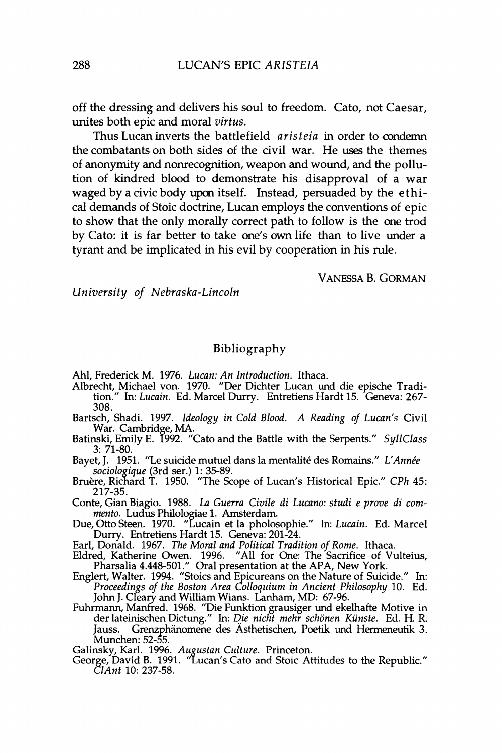off the dressing and delivers his soul to freedom. Cato, not Caesar, unites both epic and moral *virtus*.

Thus Lucan inverts the battlefield *aristeia* in order to condemn the combatants on both sides of the civil war. He uses the themes of anonymity and nonrecognition, weapon and wound, and the pollution of kindred blood to demonstrate his disapproval of a war waged by a civic body upon itself. Instead, persuaded by the ethical demands of Stoic doctrine, Lucan employs the conventions of epic to show that the only morally correct path to follow is the one trod by Cato: it is far better to take one's own life than to live under a tyrant and be implicated in his evil by cooperation in his rule.

VANESSA B. GORMAN

*University of Nebraska-Lincoln*

## Bibliography

Ahl, Frederick M. 1976. *Lucan: An Introduction*. Ithaca.

Albrecht, Michael von. 1970. "Der Dichter Lucan und die epische Tradition." In: *Lucain*. Ed. Marcel Durry. Entretiens Hardt 15. Geneva: 267-308.

Bartsch, Shadi. 1997. *Ideology in Cold Blood. A Reading of Lucan's* Civil War. Cambridge, MA.

Batinski, Emily E. 1992. "Cato and the Battle with the Serpents." *SyllClass* 3: 71-80.

Bayet, J. 1951. "Le suicide mutuel dans la mentalité des Romains." *L'Année sociologique* (3rd ser.) 1: 35-89.

Bruère, Richard T. 1950. "The Scope of Lucan's Historical Epic." *CPh* 45: 217-35.

Conte, Gian Biagio. 1988. *La Guerra Civile di Lucano: studi e prove di commento*. Ludus Philologiae 1. Amsterdam.

Due, Otto Steen. 1970. "Lucain et la pholosophie." In: *Lucain*. Ed. Marcel Durry. Entretiens Hardt 15. Geneva: 201-24.

Earl, Donald. 1967. *The Moral and Political Tradition of Rome*. Ithaca.

Eldred, Katherine Owen. 1996. "All for One: The Sacrifice of Vulteius, Pharsalia 4.448-501." Oral presentation at the APA, New York.

Englert, Walter. 1994. "Stoics and Epicureans on the Nature of Suicide." In: *Proceedings of the Boston Area Colloquium in Ancient Philosophy* 10. Ed. John J. Cleary and William Wians. Lanham, MD: 67-96.

Fuhrmann, Manfred. 1968. "Die Funktion grausiger und ekelhafte Motive in der lateinischen Dictung." In: *Die nicht mehr schönen Künste*. Ed. H. R. Jauss. Grenzphänomene des Ästhetischen, Poetik und Hermeneutik 3. Munchen: 52-55.

Galinsky, Karl. 1996. *Augustan Culture*. Princeton.

George, David B. 1991. "Lucan's Cato and Stoic Attitudes to the Republic." *ClAnt* 10: 237-58.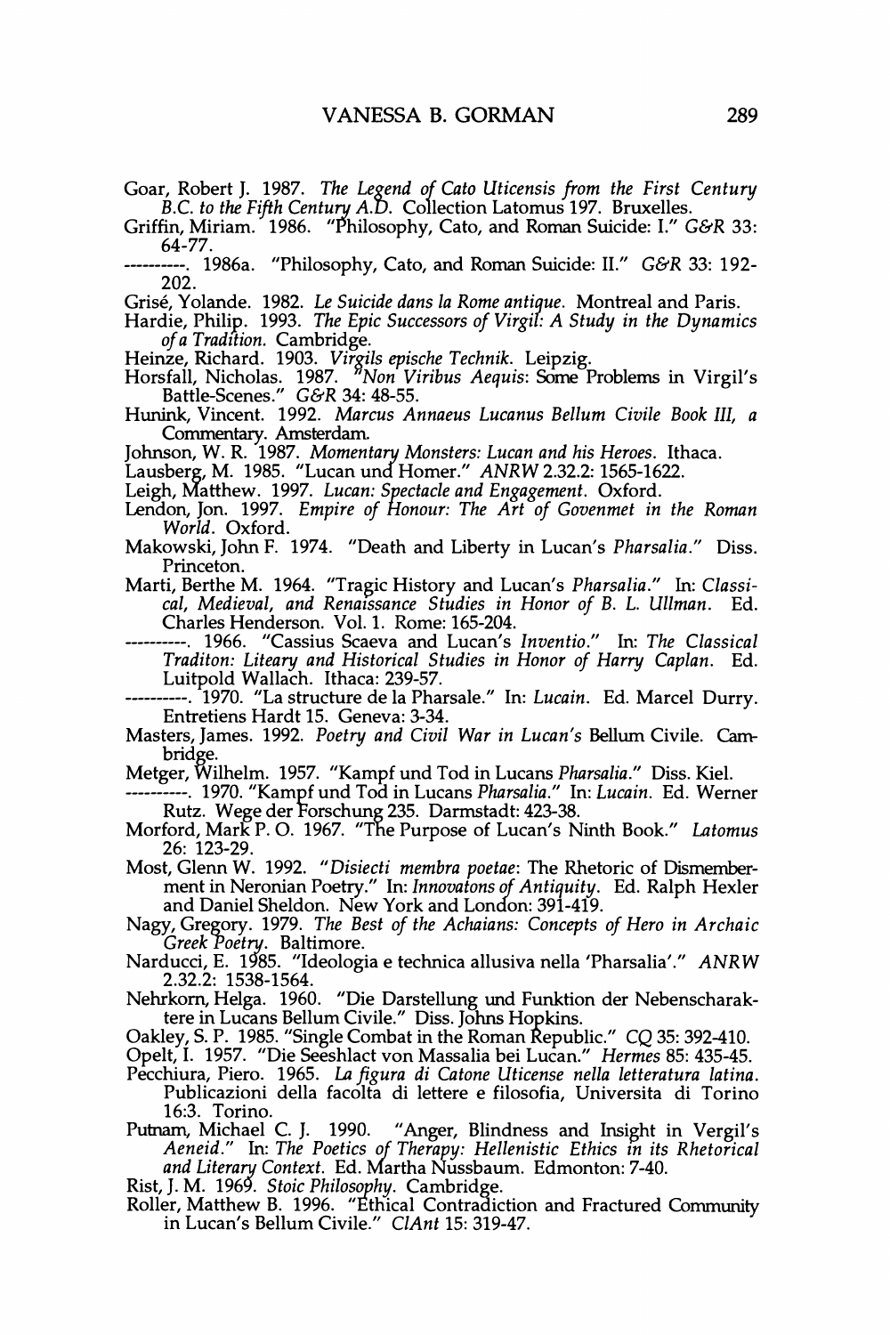Goar, Robert J. 1987. *The Legend of Cato Uticensis from the First Century B.C. to the Fifth Century A.D.* Collection Latomus 197. Bruxelles.

Griffin, Miriam. 1986. "Philosophy, Cato, and Roman Suicide: I." *G&R* 33: 64-77.

----------. 1986a. "Philosophy, Cato, and Roman Suicide: II." *G&R* 33: 192-202.

Grisé, Yolande. 1982. *Le Suicide dans la Rome antique*. Montreal and Paris.

Hardie, Philip. 1993. *The Epic Successors of Virgil: A Study in the Dynamics of a Tradition*. Cambridge.

Heinze, Richard. 1903. *Virgils epische Technik*. Leipzig.

Horsfall, Nicholas. 1987. "*Non Viribus Aequis*: Some Problems in Virgil's Battle-Scenes." *G&R* 34: 48-55.

Hunink, Vincent. 1992. *Marcus Annaeus Lucanus Bellum Civile Book III, a Commentary*. Amsterdam.

Johnson, W. R. 1987. *Momentary Monsters: Lucan and his Heroes*. Ithaca.

Lausberg, M. 1985. "Lucan und Homer." *ANRW* 2.32.2: 1565-1622.

Leigh, Matthew. 1997. *Lucan: Spectacle and Engagement*. Oxford.

Lendon, Jon. 1997. *Empire of Honour: The Art of Govenmet in the Roman World*. Oxford.

Makowski, John F. 1974. "Death and Liberty in Lucan's *Pharsalia*." Diss. Princeton.

Marti, Berthe M. 1964. "Tragic History and Lucan's *Pharsalia*." In: *Classical, Medieval, and Renaissance Studies in Honor of B. L. Ullman*. Ed. Charles Henderson. Vol. 1. Rome: 165-204.

----------. 1966. "Cassius Scaeva and Lucan's *Inventio*." In: *The Classical Traditon: Literay and Historical Studies in Honor of Harry Caplan*. Ed. Luitpold Wallach. Ithaca: 239-57.

----------. 1970. "La structure de la Pharsale." In: *Lucain*. Ed. Marcel Durry. Entretiens Hardt 15. Geneva: 3-34.

Masters, James. 1992. *Poetry and Civil War in Lucan's* Bellum Civile. Cambridge.

Metger, Wilhelm. 1957. "Kampf und Tod in Lucans *Pharsalia*." Diss. Kiel.

----------. 1970. "Kampf und Tod in Lucans *Pharsalia*." In: *Lucain*. Ed. Werner Rutz. Wege der Forschung 235. Darmstadt: 423-38.

Morford, Mark P. O. 1967. "The Purpose of Lucan's Ninth Book." *Latomus* 26: 123-29.

Most, Glenn W. 1992. "*Disiecti membra poetae*: The Rhetoric of Dismemberment in Neronian Poetry." In: *Innovatons of Antiquity*. Ed. Ralph Hexler and Daniel Sheldon. New York and London: 391-419.

Nagy, Gregory. 1979. *The Best of the Achaians: Concepts of Hero in Archaic Greek Poetry*. Baltimore.

Narducci, E. 1985. "Ideologia e technica allusiva nella 'Pharsalia'." *ANRW* 2.32.2: 1538-1564.

Nehrkorn, Helga. 1960. "Die Darstellung und Funktion der Nebencharaktere in Lucans Bellum Civile." Diss. Johns Hopkins.

Oakley, S. P. 1985. "Single Combat in the Roman Republic." *CQ* 35: 392-410.

Opelt, I. 1957. "Die Seeshlact von Massalia bei Lucan." *Hermes* 85: 435-45.

Pecchiura, Piero. 1965. *La figura di Catone Uticense nella letteratura latina*. Publicazioni della facolta di lettere e filosofia, Universita di Torino 16:3. Torino.

Putnam, Michael C. J. 1990. "Anger, Blindness and Insight in Vergil's *Aeneid*." In: *The Poetics of Therapy: Hellenistic Ethics in its Rhetorical and Literary Context*. Ed. Martha Nussbaum. Edmonton: 7-40.

Rist, J. M. 1969. *Stoic Philosophy*. Cambridge.

Roller, Matthew B. 1996. "Ethical Contradiction and Fractured Community in Lucan's Bellum Civile." *ClAnt* 15: 319-47.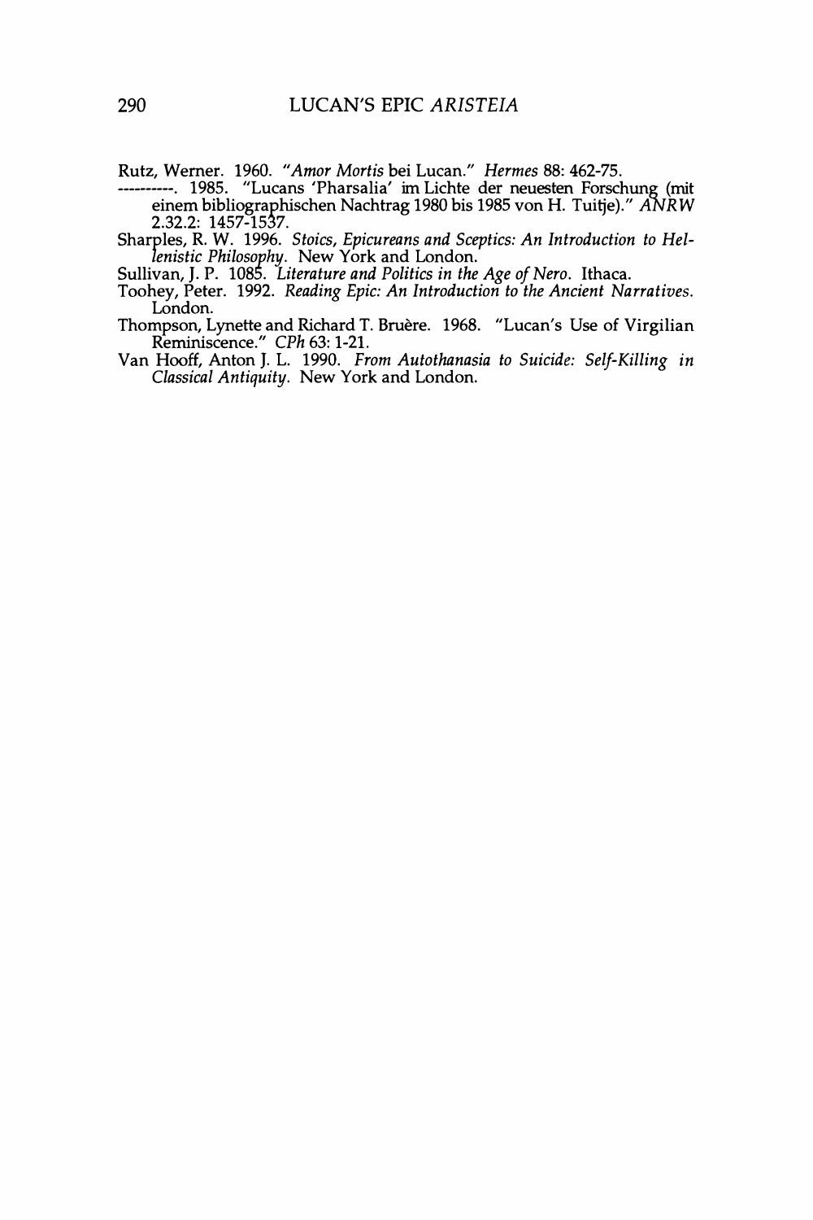Rutz, Werner. 1960. "*Amor Mortis* bei Lucan." *Hermes* 88: 462-75.

----------. 1985. "Lucans 'Pharsalia' im Lichte der neuesten Forschung (mit einem bibliographischen Nachtrag 1980 bis 1985 von H. Tuitje)." *ANRW* 2.32.2: 1457-1537.

Sharples, R. W. 1996. *Stoics, Epicureans and Sceptics: An Introduction to Hellenistic Philosophy*. New York and London.

Sullivan, J. P. 1085. *Literature and Politics in the Age of Nero*. Ithaca.

Toohey, Peter. 1992. *Reading Epic: An Introduction to the Ancient Narratives*. London.

Thompson, Lynette and Richard T. Bruère. 1968. "Lucan's Use of Virgilian Reminiscence." *CPh* 63: 1-21.

Van Hooff, Anton J. L. 1990. *From Autothanasia to Suicide: Self-Killing in Classical Antiquity*. New York and London.